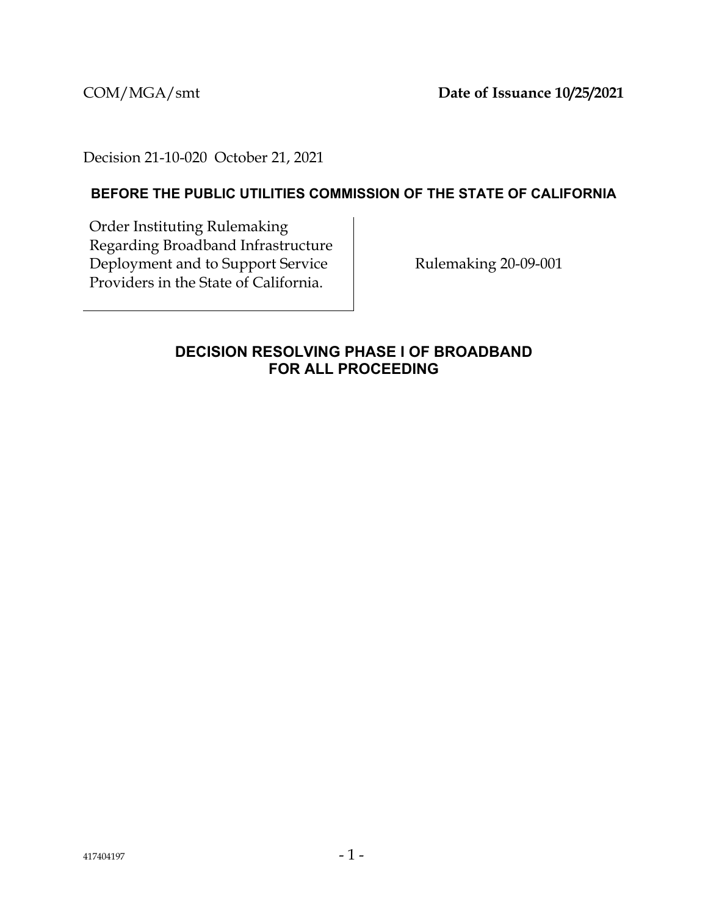COM/MGA/smt **Date of Issuance 10/25/2021**

Decision 21-10-020 October 21, 2021

**BEFORE THE PUBLIC UTILITIES COMMISSION OF THE STATE OF CALIFORNIA**

| Order Instituting Rulemaking Regarding Broadband Infrastructure Deployment and to Support Service Providers in the State of California. | Rulemaking 20-09-001 |
| --- | --- |

## DECISION RESOLVING PHASE I OF BROADBAND FOR ALL PROCEEDING

417404197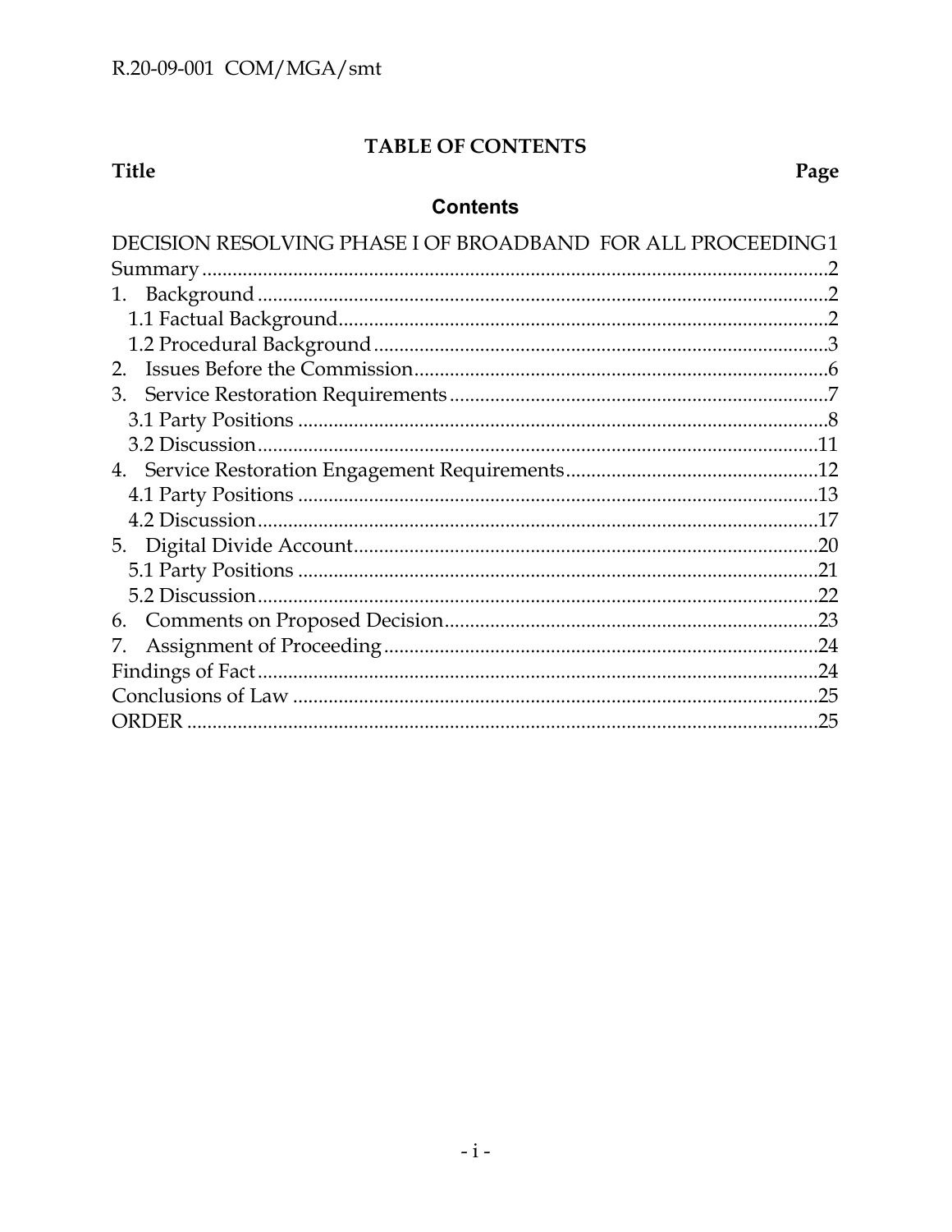**TABLE OF CONTENTS**

| Title | Page |
|---|---|
| **Contents** | |
| DECISION RESOLVING PHASE I OF BROADBAND FOR ALL PROCEEDING | 1 |
| Summary | 2 |
| 1. Background | 2 |
| 1.1 Factual Background | 2 |
| 1.2 Procedural Background | 3 |
| 2. Issues Before the Commission | 6 |
| 3. Service Restoration Requirements | 7 |
| 3.1 Party Positions | 8 |
| 3.2 Discussion | 11 |
| 4. Service Restoration Engagement Requirements | 12 |
| 4.1 Party Positions | 13 |
| 4.2 Discussion | 17 |
| 5. Digital Divide Account | 20 |
| 5.1 Party Positions | 21 |
| 5.2 Discussion | 22 |
| 6. Comments on Proposed Decision | 23 |
| 7. Assignment of Proceeding | 24 |
| Findings of Fact | 24 |
| Conclusions of Law | 25 |
| ORDER | 25 |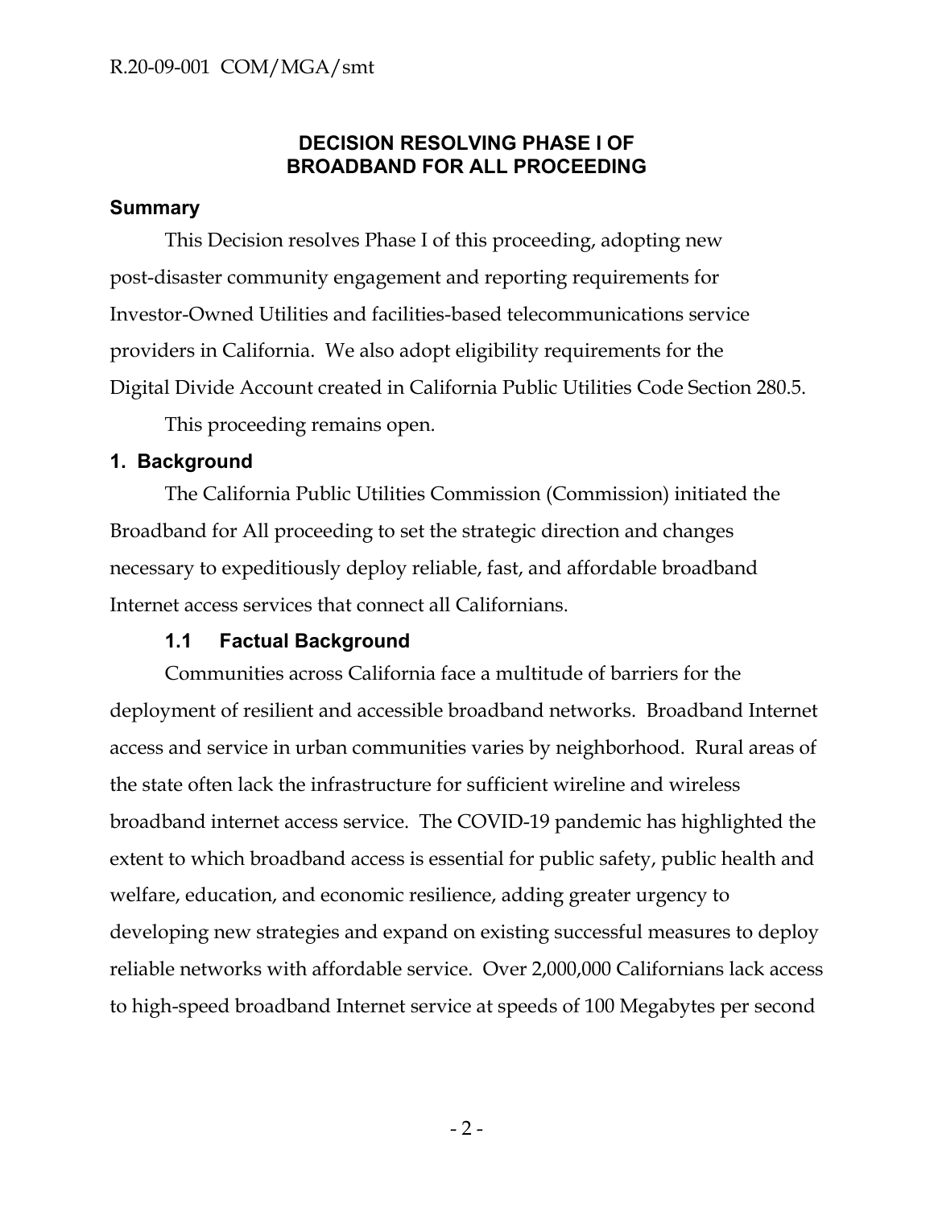## DECISION RESOLVING PHASE I OF BROADBAND FOR ALL PROCEEDING

### Summary

This Decision resolves Phase I of this proceeding, adopting new post-disaster community engagement and reporting requirements for Investor-Owned Utilities and facilities-based telecommunications service providers in California. We also adopt eligibility requirements for the Digital Divide Account created in California Public Utilities Code Section 280.5.

This proceeding remains open.

### 1. Background

The California Public Utilities Commission (Commission) initiated the Broadband for All proceeding to set the strategic direction and changes necessary to expeditiously deploy reliable, fast, and affordable broadband Internet access services that connect all Californians.

#### 1.1 Factual Background

Communities across California face a multitude of barriers for the deployment of resilient and accessible broadband networks. Broadband Internet access and service in urban communities varies by neighborhood. Rural areas of the state often lack the infrastructure for sufficient wireline and wireless broadband internet access service. The COVID-19 pandemic has highlighted the extent to which broadband access is essential for public safety, public health and welfare, education, and economic resilience, adding greater urgency to developing new strategies and expand on existing successful measures to deploy reliable networks with affordable service. Over 2,000,000 Californians lack access to high-speed broadband Internet service at speeds of 100 Megabytes per second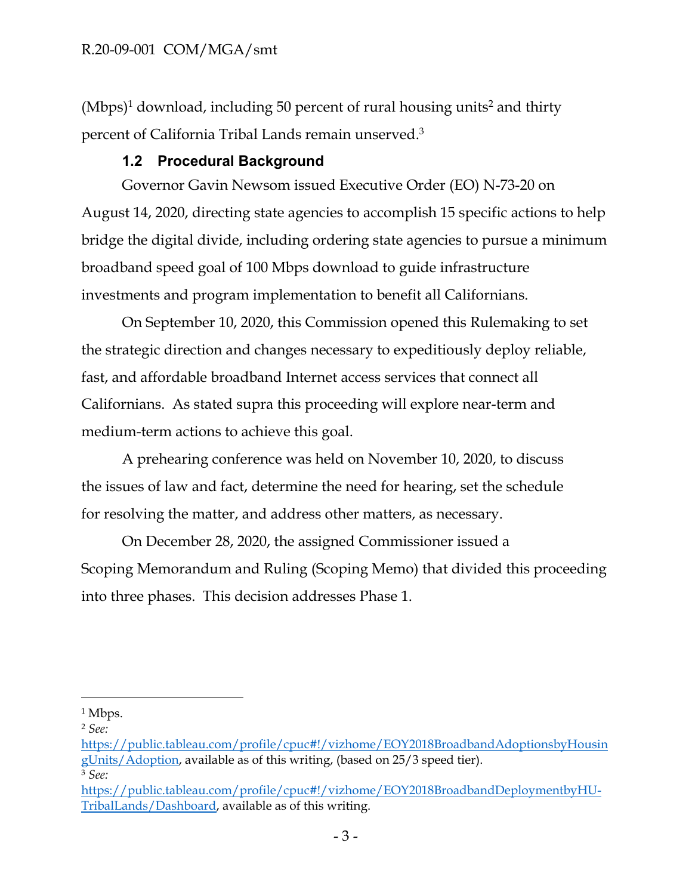(Mbps)[1] download, including 50 percent of rural housing units[2] and thirty percent of California Tribal Lands remain unserved.[3]

### 1.2 Procedural Background

Governor Gavin Newsom issued Executive Order (EO) N-73-20 on August 14, 2020, directing state agencies to accomplish 15 specific actions to help bridge the digital divide, including ordering state agencies to pursue a minimum broadband speed goal of 100 Mbps download to guide infrastructure investments and program implementation to benefit all Californians.

On September 10, 2020, this Commission opened this Rulemaking to set the strategic direction and changes necessary to expeditiously deploy reliable, fast, and affordable broadband Internet access services that connect all Californians. As stated supra this proceeding will explore near-term and medium-term actions to achieve this goal.

A prehearing conference was held on November 10, 2020, to discuss the issues of law and fact, determine the need for hearing, set the schedule for resolving the matter, and address other matters, as necessary.

On December 28, 2020, the assigned Commissioner issued a Scoping Memorandum and Ruling (Scoping Memo) that divided this proceeding into three phases. This decision addresses Phase 1.

---

[1] Mbps.

[2] *See:* https://public.tableau.com/profile/cpuc#!/vizhome/EOY2018BroadbandAdoptionsbyHousingUnits/Adoption, available as of this writing, (based on 25/3 speed tier).

[3] *See:* https://public.tableau.com/profile/cpuc#!/vizhome/EOY2018BroadbandDeploymentbyHU-TribalLands/Dashboard, available as of this writing.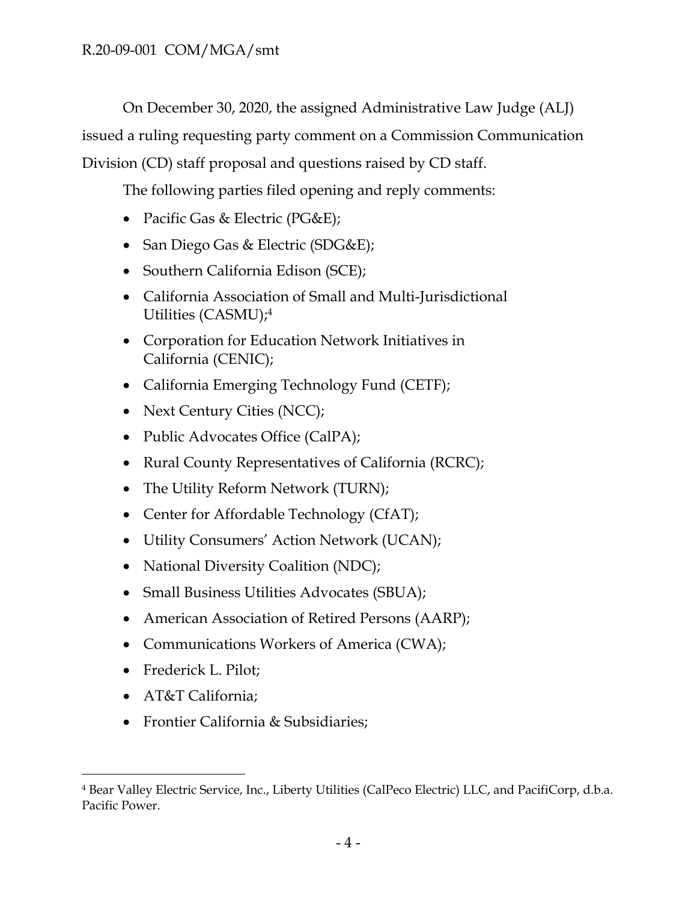On December 30, 2020, the assigned Administrative Law Judge (ALJ) issued a ruling requesting party comment on a Commission Communication Division (CD) staff proposal and questions raised by CD staff.

The following parties filed opening and reply comments:

- Pacific Gas & Electric (PG&E);
- San Diego Gas & Electric (SDG&E);
- Southern California Edison (SCE);
- California Association of Small and Multi-Jurisdictional Utilities (CASMU);[4]
- Corporation for Education Network Initiatives in California (CENIC);
- California Emerging Technology Fund (CETF);
- Next Century Cities (NCC);
- Public Advocates Office (CalPA);
- Rural County Representatives of California (RCRC);
- The Utility Reform Network (TURN);
- Center for Affordable Technology (CfAT);
- Utility Consumers' Action Network (UCAN);
- National Diversity Coalition (NDC);
- Small Business Utilities Advocates (SBUA);
- American Association of Retired Persons (AARP);
- Communications Workers of America (CWA);
- Frederick L. Pilot;
- AT&T California;
- Frontier California & Subsidiaries;

---

[4] Bear Valley Electric Service, Inc., Liberty Utilities (CalPeco Electric) LLC, and PacifiCorp, d.b.a. Pacific Power.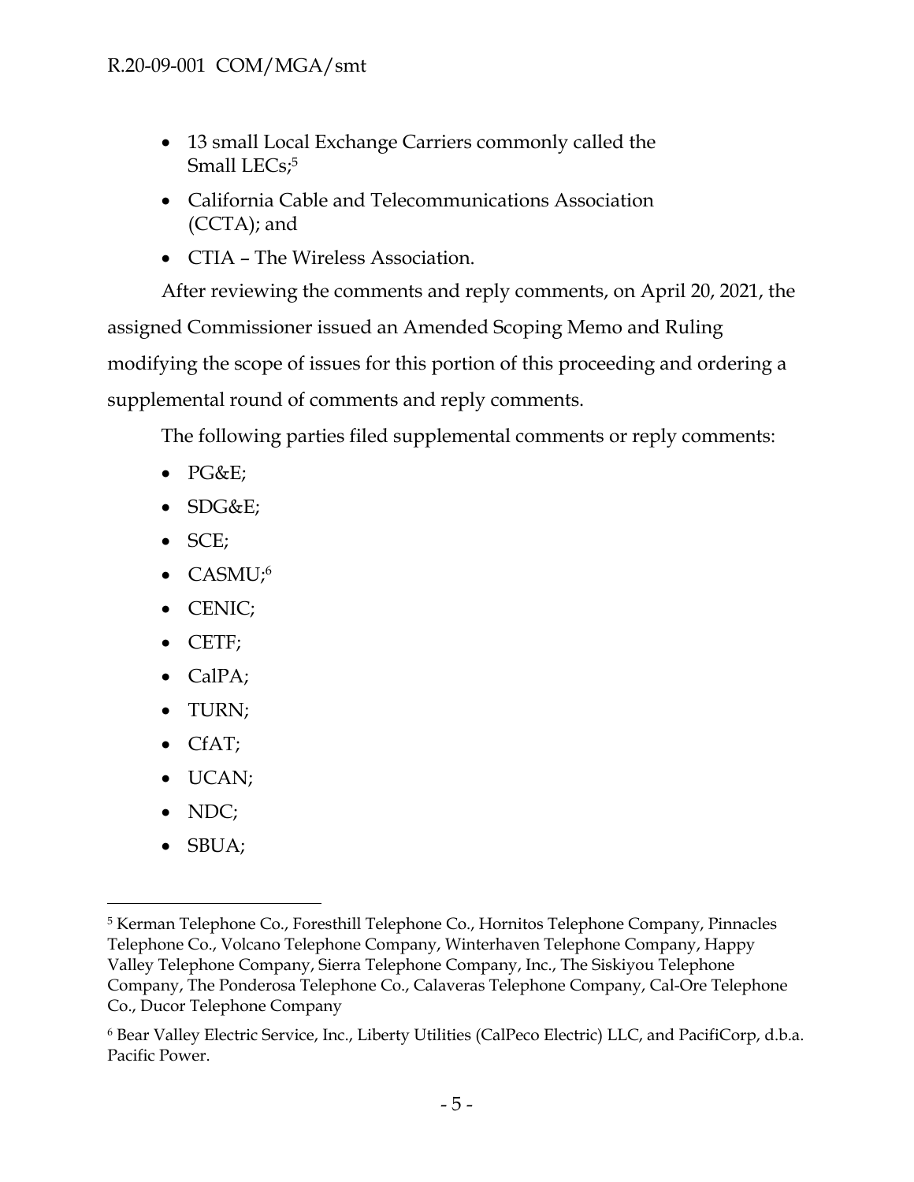- 13 small Local Exchange Carriers commonly called the Small LECs;[5]
- California Cable and Telecommunications Association (CCTA); and
- CTIA – The Wireless Association.

After reviewing the comments and reply comments, on April 20, 2021, the assigned Commissioner issued an Amended Scoping Memo and Ruling modifying the scope of issues for this portion of this proceeding and ordering a supplemental round of comments and reply comments.

The following parties filed supplemental comments or reply comments:

- PG&E;
- SDG&E;
- SCE;
- CASMU;[6]
- CENIC;
- CETF;
- CalPA;
- TURN;
- CfAT;
- UCAN;
- NDC;
- SBUA;

---

[5] Kerman Telephone Co., Foresthill Telephone Co., Hornitos Telephone Company, Pinnacles Telephone Co., Volcano Telephone Company, Winterhaven Telephone Company, Happy Valley Telephone Company, Sierra Telephone Company, Inc., The Siskiyou Telephone Company, The Ponderosa Telephone Co., Calaveras Telephone Company, Cal-Ore Telephone Co., Ducor Telephone Company

[6] Bear Valley Electric Service, Inc., Liberty Utilities (CalPeco Electric) LLC, and PacifiCorp, d.b.a. Pacific Power.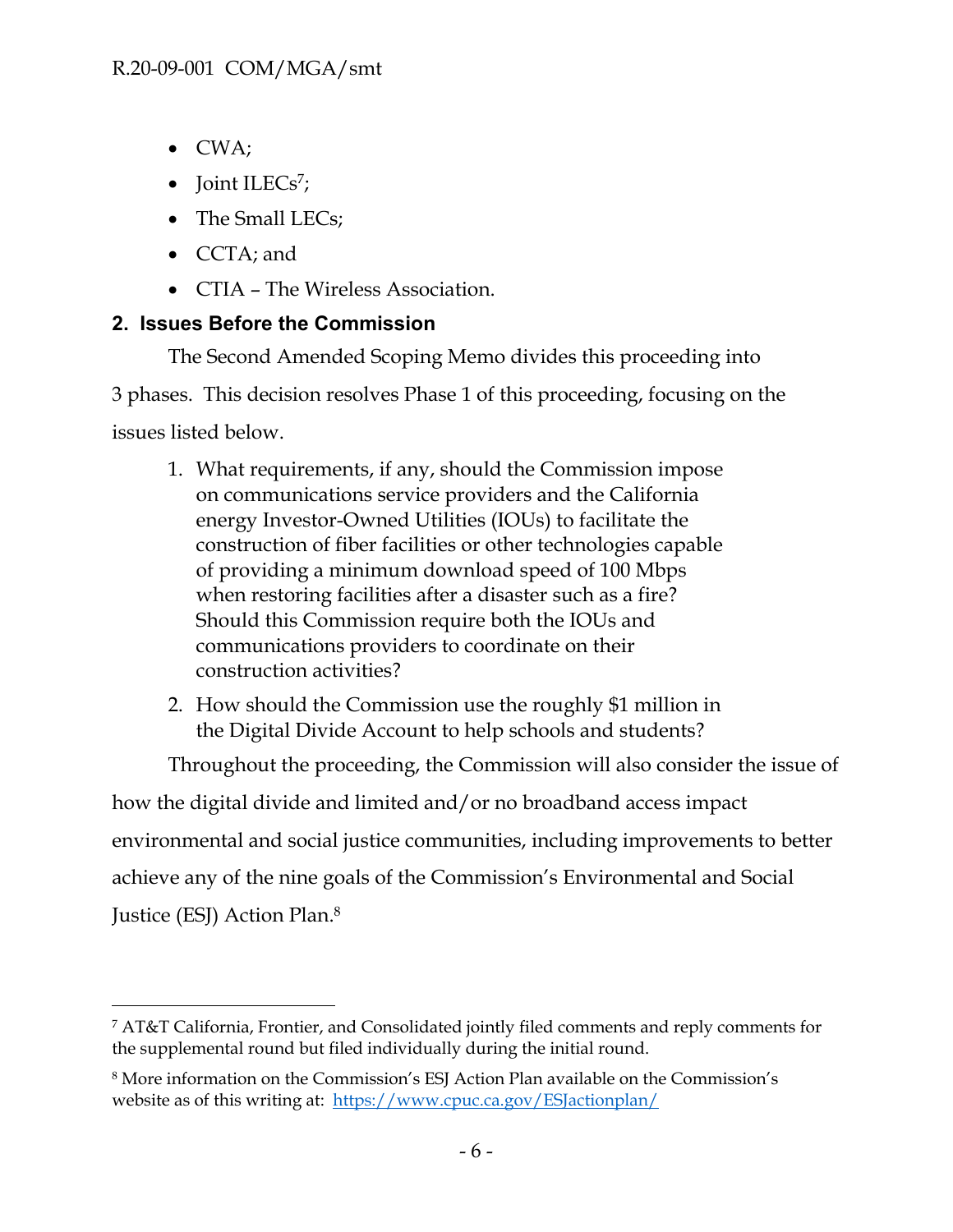- CWA;
- Joint ILECs[7];
- The Small LECs;
- CCTA; and
- CTIA – The Wireless Association.

## 2. Issues Before the Commission

The Second Amended Scoping Memo divides this proceeding into 3 phases. This decision resolves Phase 1 of this proceeding, focusing on the issues listed below.

1. What requirements, if any, should the Commission impose on communications service providers and the California energy Investor-Owned Utilities (IOUs) to facilitate the construction of fiber facilities or other technologies capable of providing a minimum download speed of 100 Mbps when restoring facilities after a disaster such as a fire? Should this Commission require both the IOUs and communications providers to coordinate on their construction activities?
2. How should the Commission use the roughly $1 million in the Digital Divide Account to help schools and students?

Throughout the proceeding, the Commission will also consider the issue of how the digital divide and limited and/or no broadband access impact environmental and social justice communities, including improvements to better achieve any of the nine goals of the Commission's Environmental and Social Justice (ESJ) Action Plan.[8]

---

[7] AT&T California, Frontier, and Consolidated jointly filed comments and reply comments for the supplemental round but filed individually during the initial round.

[8] More information on the Commission's ESJ Action Plan available on the Commission's website as of this writing at: https://www.cpuc.ca.gov/ESJactionplan/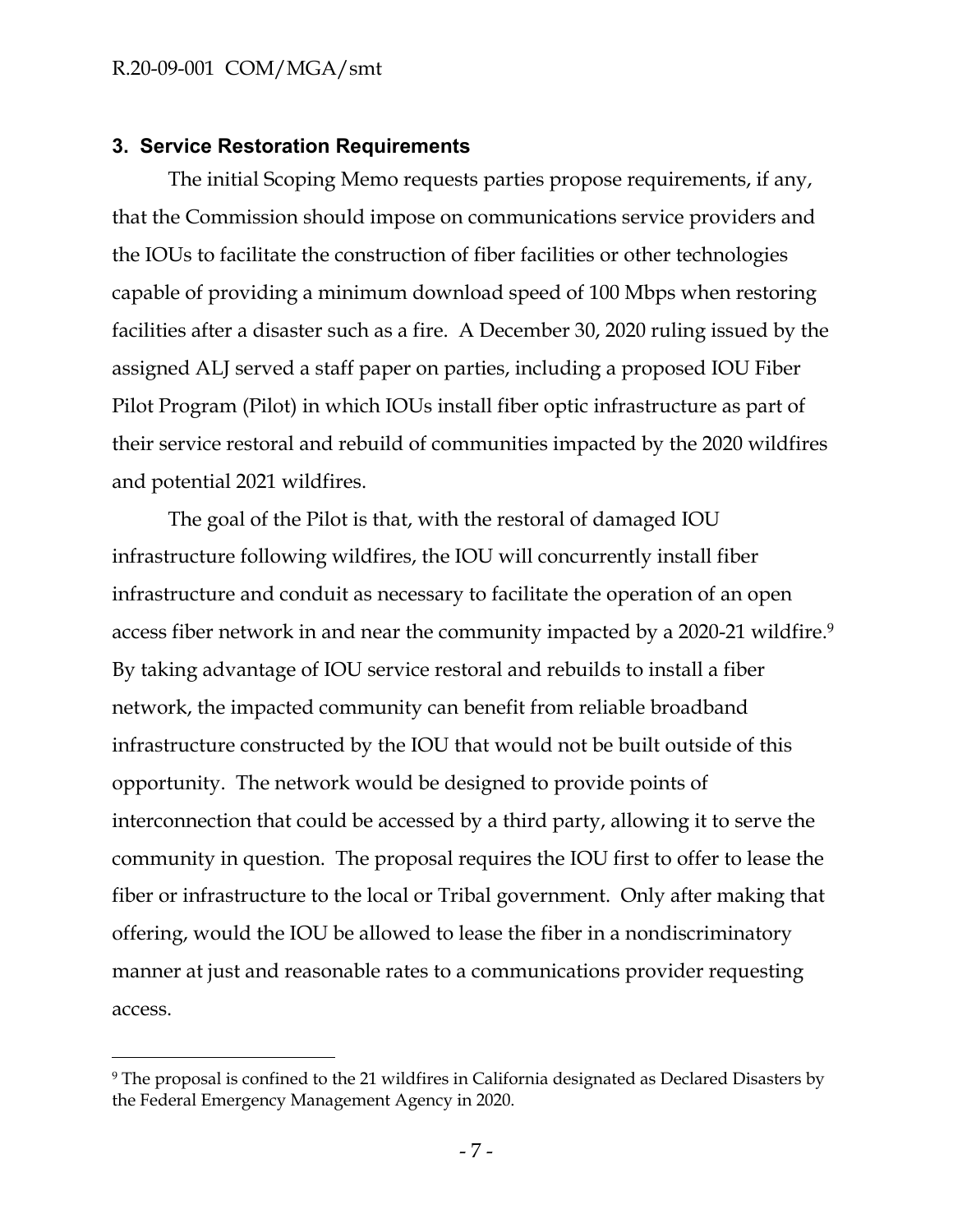### 3. Service Restoration Requirements

The initial Scoping Memo requests parties propose requirements, if any, that the Commission should impose on communications service providers and the IOUs to facilitate the construction of fiber facilities or other technologies capable of providing a minimum download speed of 100 Mbps when restoring facilities after a disaster such as a fire. A December 30, 2020 ruling issued by the assigned ALJ served a staff paper on parties, including a proposed IOU Fiber Pilot Program (Pilot) in which IOUs install fiber optic infrastructure as part of their service restoral and rebuild of communities impacted by the 2020 wildfires and potential 2021 wildfires.

The goal of the Pilot is that, with the restoral of damaged IOU infrastructure following wildfires, the IOU will concurrently install fiber infrastructure and conduit as necessary to facilitate the operation of an open access fiber network in and near the community impacted by a 2020-21 wildfire.[9] By taking advantage of IOU service restoral and rebuilds to install a fiber network, the impacted community can benefit from reliable broadband infrastructure constructed by the IOU that would not be built outside of this opportunity. The network would be designed to provide points of interconnection that could be accessed by a third party, allowing it to serve the community in question. The proposal requires the IOU first to offer to lease the fiber or infrastructure to the local or Tribal government. Only after making that offering, would the IOU be allowed to lease the fiber in a nondiscriminatory manner at just and reasonable rates to a communications provider requesting access.

---

[9] The proposal is confined to the 21 wildfires in California designated as Declared Disasters by the Federal Emergency Management Agency in 2020.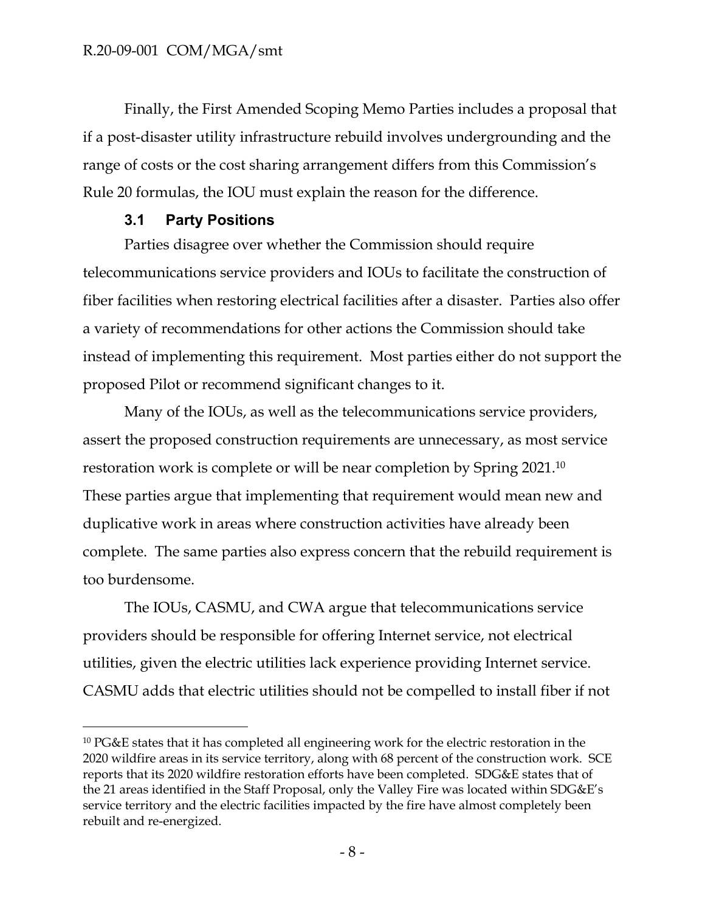Finally, the First Amended Scoping Memo Parties includes a proposal that if a post-disaster utility infrastructure rebuild involves undergrounding and the range of costs or the cost sharing arrangement differs from this Commission's Rule 20 formulas, the IOU must explain the reason for the difference.

### 3.1 Party Positions

Parties disagree over whether the Commission should require telecommunications service providers and IOUs to facilitate the construction of fiber facilities when restoring electrical facilities after a disaster. Parties also offer a variety of recommendations for other actions the Commission should take instead of implementing this requirement. Most parties either do not support the proposed Pilot or recommend significant changes to it.

Many of the IOUs, as well as the telecommunications service providers, assert the proposed construction requirements are unnecessary, as most service restoration work is complete or will be near completion by Spring 2021.[10] These parties argue that implementing that requirement would mean new and duplicative work in areas where construction activities have already been complete. The same parties also express concern that the rebuild requirement is too burdensome.

The IOUs, CASMU, and CWA argue that telecommunications service providers should be responsible for offering Internet service, not electrical utilities, given the electric utilities lack experience providing Internet service. CASMU adds that electric utilities should not be compelled to install fiber if not

---

[10] PG&E states that it has completed all engineering work for the electric restoration in the 2020 wildfire areas in its service territory, along with 68 percent of the construction work. SCE reports that its 2020 wildfire restoration efforts have been completed. SDG&E states that of the 21 areas identified in the Staff Proposal, only the Valley Fire was located within SDG&E's service territory and the electric facilities impacted by the fire have almost completely been rebuilt and re-energized.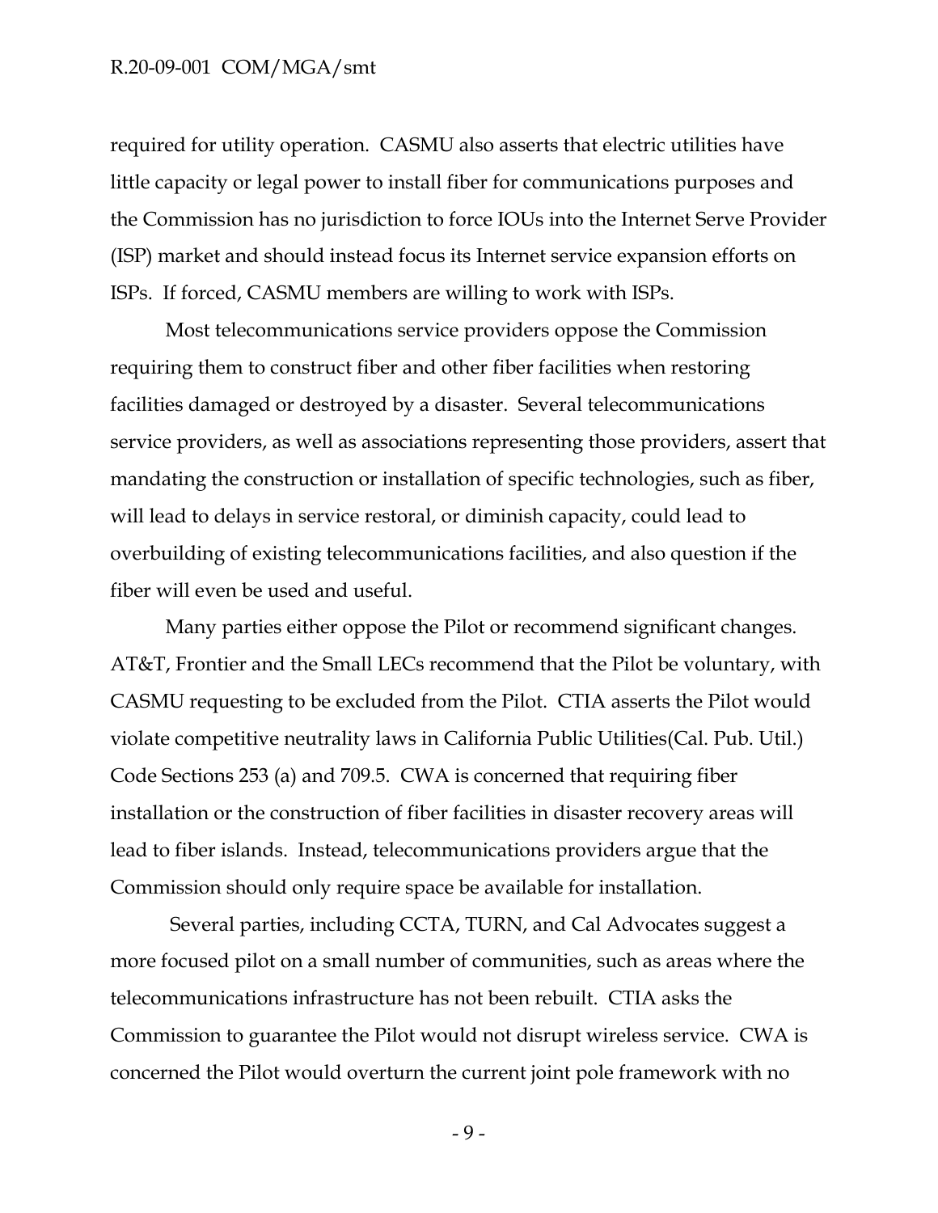required for utility operation. CASMU also asserts that electric utilities have little capacity or legal power to install fiber for communications purposes and the Commission has no jurisdiction to force IOUs into the Internet Serve Provider (ISP) market and should instead focus its Internet service expansion efforts on ISPs. If forced, CASMU members are willing to work with ISPs.

Most telecommunications service providers oppose the Commission requiring them to construct fiber and other fiber facilities when restoring facilities damaged or destroyed by a disaster. Several telecommunications service providers, as well as associations representing those providers, assert that mandating the construction or installation of specific technologies, such as fiber, will lead to delays in service restoral, or diminish capacity, could lead to overbuilding of existing telecommunications facilities, and also question if the fiber will even be used and useful.

Many parties either oppose the Pilot or recommend significant changes. AT&T, Frontier and the Small LECs recommend that the Pilot be voluntary, with CASMU requesting to be excluded from the Pilot. CTIA asserts the Pilot would violate competitive neutrality laws in California Public Utilities(Cal. Pub. Util.) Code Sections 253 (a) and 709.5. CWA is concerned that requiring fiber installation or the construction of fiber facilities in disaster recovery areas will lead to fiber islands. Instead, telecommunications providers argue that the Commission should only require space be available for installation.

Several parties, including CCTA, TURN, and Cal Advocates suggest a more focused pilot on a small number of communities, such as areas where the telecommunications infrastructure has not been rebuilt. CTIA asks the Commission to guarantee the Pilot would not disrupt wireless service. CWA is concerned the Pilot would overturn the current joint pole framework with no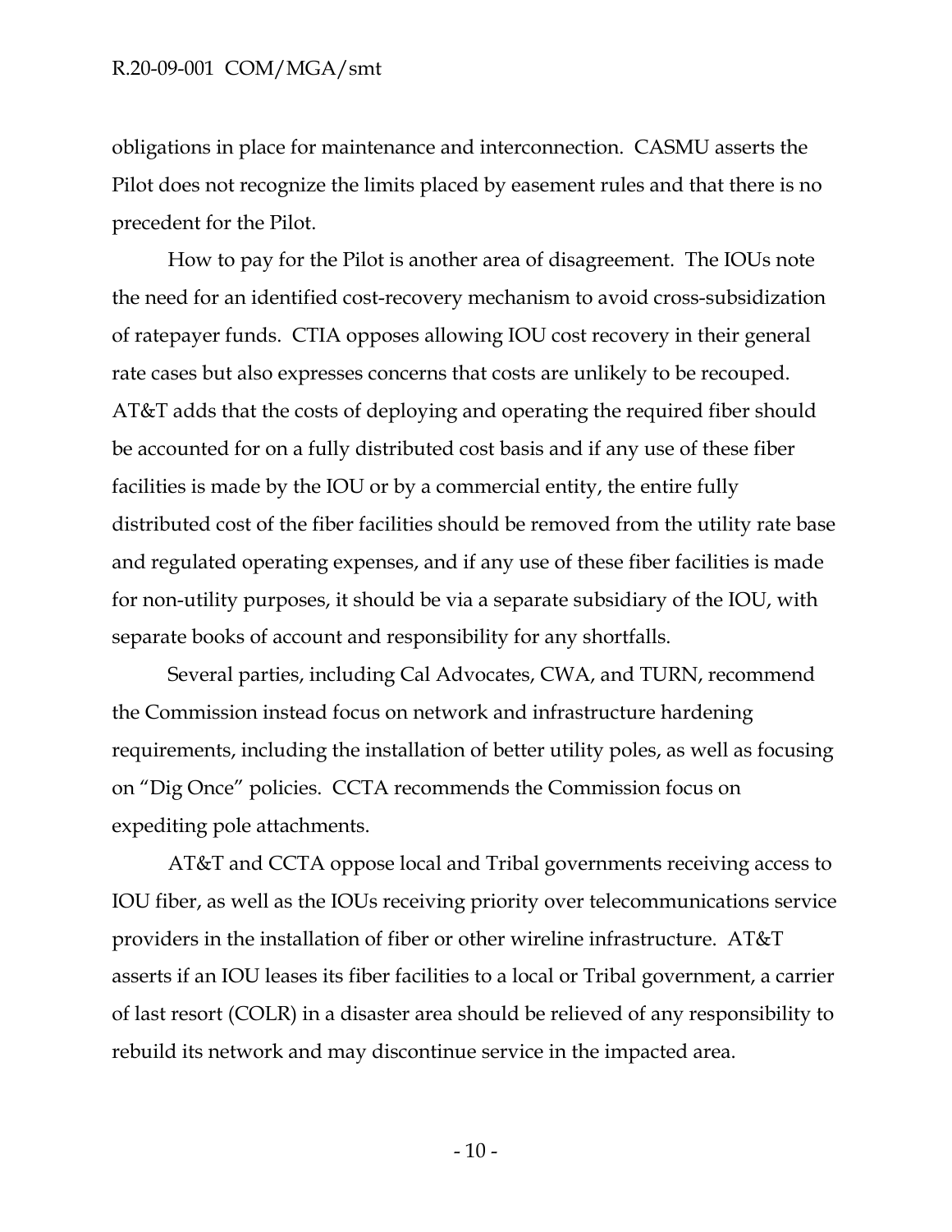obligations in place for maintenance and interconnection. CASMU asserts the Pilot does not recognize the limits placed by easement rules and that there is no precedent for the Pilot.

How to pay for the Pilot is another area of disagreement. The IOUs note the need for an identified cost-recovery mechanism to avoid cross-subsidization of ratepayer funds. CTIA opposes allowing IOU cost recovery in their general rate cases but also expresses concerns that costs are unlikely to be recouped. AT&T adds that the costs of deploying and operating the required fiber should be accounted for on a fully distributed cost basis and if any use of these fiber facilities is made by the IOU or by a commercial entity, the entire fully distributed cost of the fiber facilities should be removed from the utility rate base and regulated operating expenses, and if any use of these fiber facilities is made for non-utility purposes, it should be via a separate subsidiary of the IOU, with separate books of account and responsibility for any shortfalls.

Several parties, including Cal Advocates, CWA, and TURN, recommend the Commission instead focus on network and infrastructure hardening requirements, including the installation of better utility poles, as well as focusing on "Dig Once" policies. CCTA recommends the Commission focus on expediting pole attachments.

AT&T and CCTA oppose local and Tribal governments receiving access to IOU fiber, as well as the IOUs receiving priority over telecommunications service providers in the installation of fiber or other wireline infrastructure. AT&T asserts if an IOU leases its fiber facilities to a local or Tribal government, a carrier of last resort (COLR) in a disaster area should be relieved of any responsibility to rebuild its network and may discontinue service in the impacted area.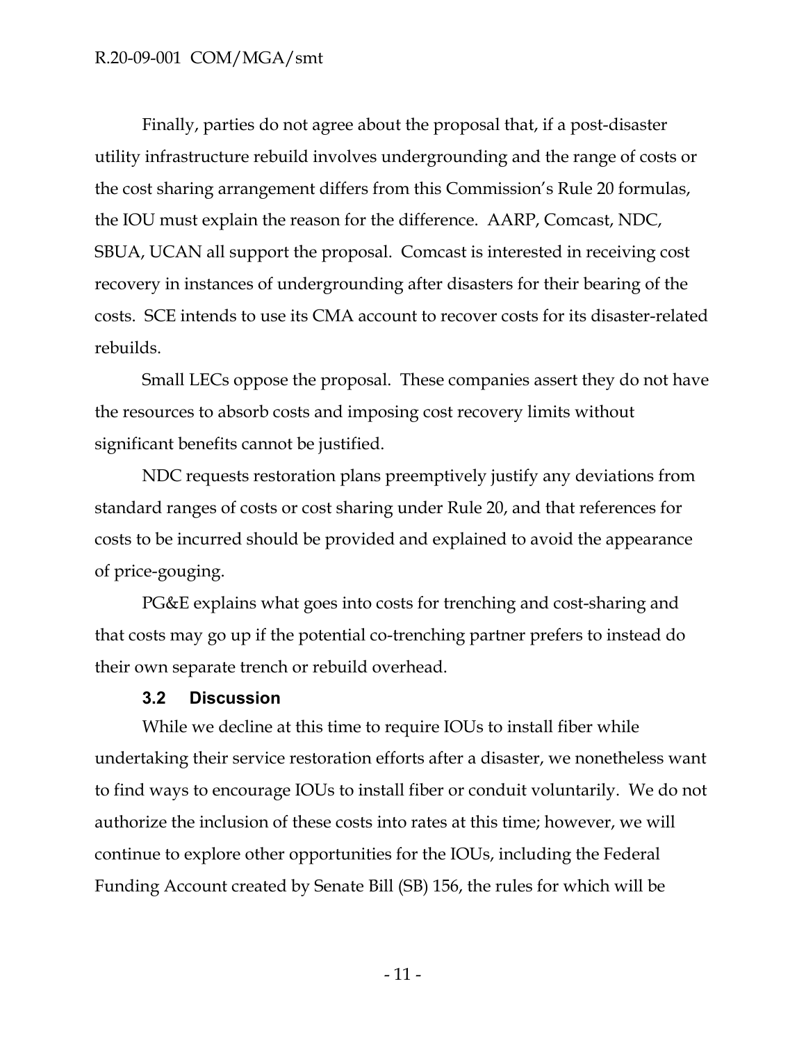Finally, parties do not agree about the proposal that, if a post-disaster utility infrastructure rebuild involves undergrounding and the range of costs or the cost sharing arrangement differs from this Commission's Rule 20 formulas, the IOU must explain the reason for the difference. AARP, Comcast, NDC, SBUA, UCAN all support the proposal. Comcast is interested in receiving cost recovery in instances of undergrounding after disasters for their bearing of the costs. SCE intends to use its CMA account to recover costs for its disaster-related rebuilds.

Small LECs oppose the proposal. These companies assert they do not have the resources to absorb costs and imposing cost recovery limits without significant benefits cannot be justified.

NDC requests restoration plans preemptively justify any deviations from standard ranges of costs or cost sharing under Rule 20, and that references for costs to be incurred should be provided and explained to avoid the appearance of price-gouging.

PG&E explains what goes into costs for trenching and cost-sharing and that costs may go up if the potential co-trenching partner prefers to instead do their own separate trench or rebuild overhead.

### 3.2 Discussion

While we decline at this time to require IOUs to install fiber while undertaking their service restoration efforts after a disaster, we nonetheless want to find ways to encourage IOUs to install fiber or conduit voluntarily. We do not authorize the inclusion of these costs into rates at this time; however, we will continue to explore other opportunities for the IOUs, including the Federal Funding Account created by Senate Bill (SB) 156, the rules for which will be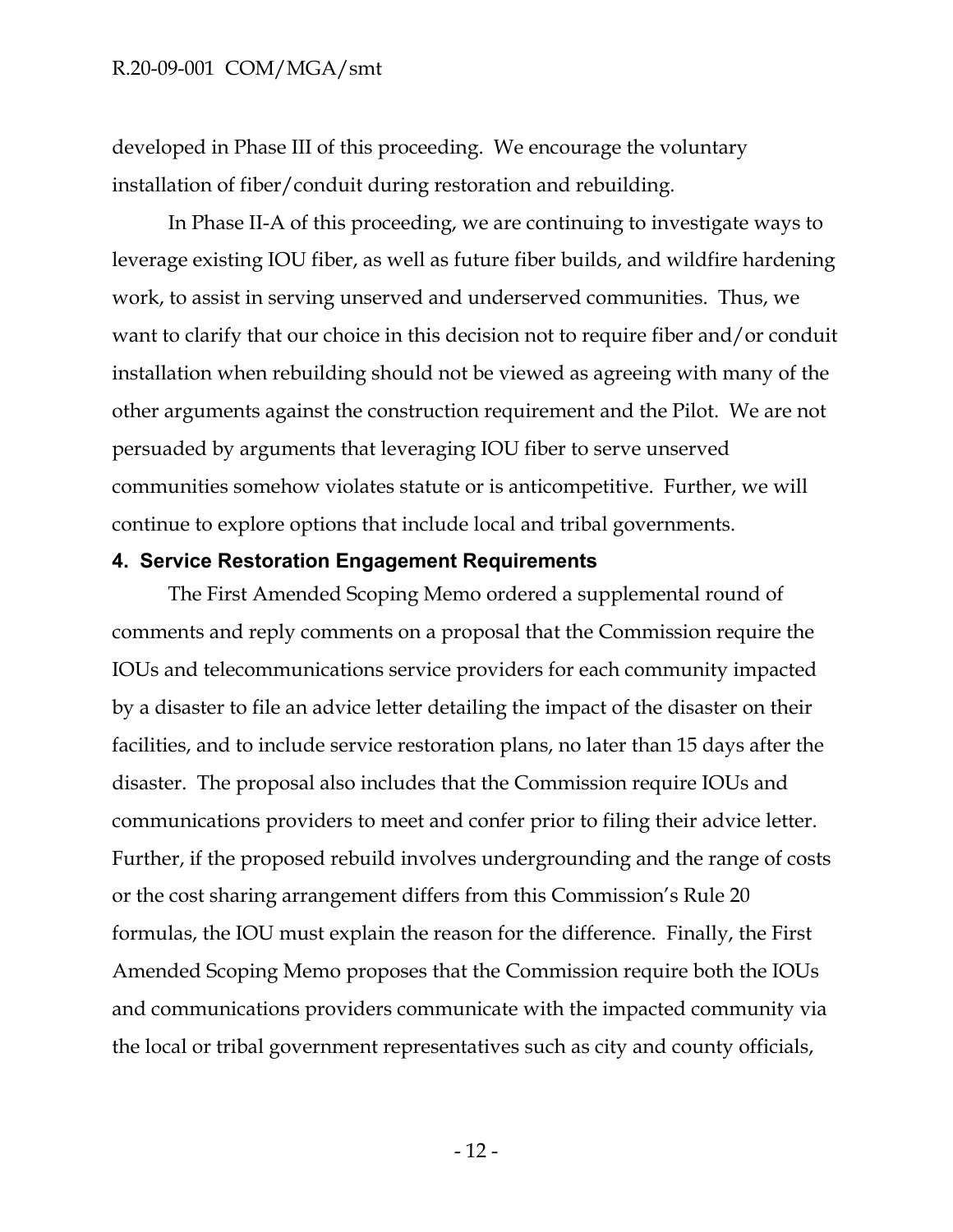developed in Phase III of this proceeding. We encourage the voluntary installation of fiber/conduit during restoration and rebuilding.

In Phase II-A of this proceeding, we are continuing to investigate ways to leverage existing IOU fiber, as well as future fiber builds, and wildfire hardening work, to assist in serving unserved and underserved communities. Thus, we want to clarify that our choice in this decision not to require fiber and/or conduit installation when rebuilding should not be viewed as agreeing with many of the other arguments against the construction requirement and the Pilot. We are not persuaded by arguments that leveraging IOU fiber to serve unserved communities somehow violates statute or is anticompetitive. Further, we will continue to explore options that include local and tribal governments.

## 4. Service Restoration Engagement Requirements

The First Amended Scoping Memo ordered a supplemental round of comments and reply comments on a proposal that the Commission require the IOUs and telecommunications service providers for each community impacted by a disaster to file an advice letter detailing the impact of the disaster on their facilities, and to include service restoration plans, no later than 15 days after the disaster. The proposal also includes that the Commission require IOUs and communications providers to meet and confer prior to filing their advice letter. Further, if the proposed rebuild involves undergrounding and the range of costs or the cost sharing arrangement differs from this Commission's Rule 20 formulas, the IOU must explain the reason for the difference. Finally, the First Amended Scoping Memo proposes that the Commission require both the IOUs and communications providers communicate with the impacted community via the local or tribal government representatives such as city and county officials,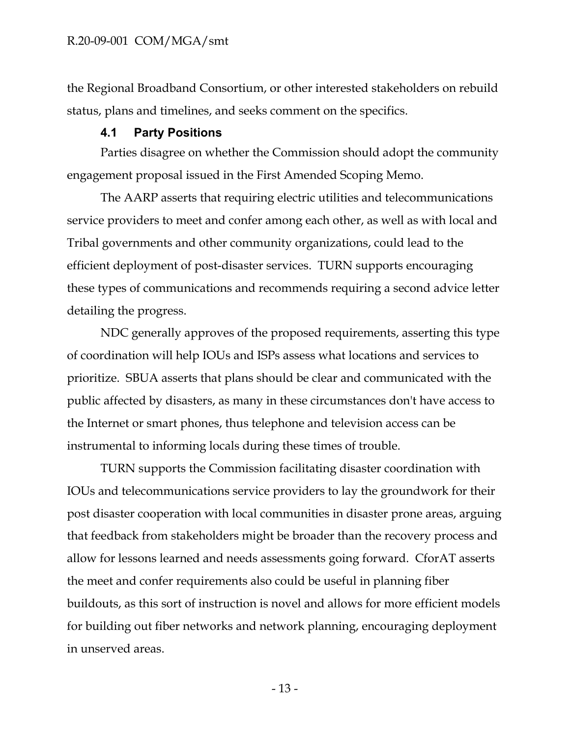the Regional Broadband Consortium, or other interested stakeholders on rebuild status, plans and timelines, and seeks comment on the specifics.

### 4.1 Party Positions

Parties disagree on whether the Commission should adopt the community engagement proposal issued in the First Amended Scoping Memo.

The AARP asserts that requiring electric utilities and telecommunications service providers to meet and confer among each other, as well as with local and Tribal governments and other community organizations, could lead to the efficient deployment of post-disaster services. TURN supports encouraging these types of communications and recommends requiring a second advice letter detailing the progress.

NDC generally approves of the proposed requirements, asserting this type of coordination will help IOUs and ISPs assess what locations and services to prioritize. SBUA asserts that plans should be clear and communicated with the public affected by disasters, as many in these circumstances don't have access to the Internet or smart phones, thus telephone and television access can be instrumental to informing locals during these times of trouble.

TURN supports the Commission facilitating disaster coordination with IOUs and telecommunications service providers to lay the groundwork for their post disaster cooperation with local communities in disaster prone areas, arguing that feedback from stakeholders might be broader than the recovery process and allow for lessons learned and needs assessments going forward. CforAT asserts the meet and confer requirements also could be useful in planning fiber buildouts, as this sort of instruction is novel and allows for more efficient models for building out fiber networks and network planning, encouraging deployment in unserved areas.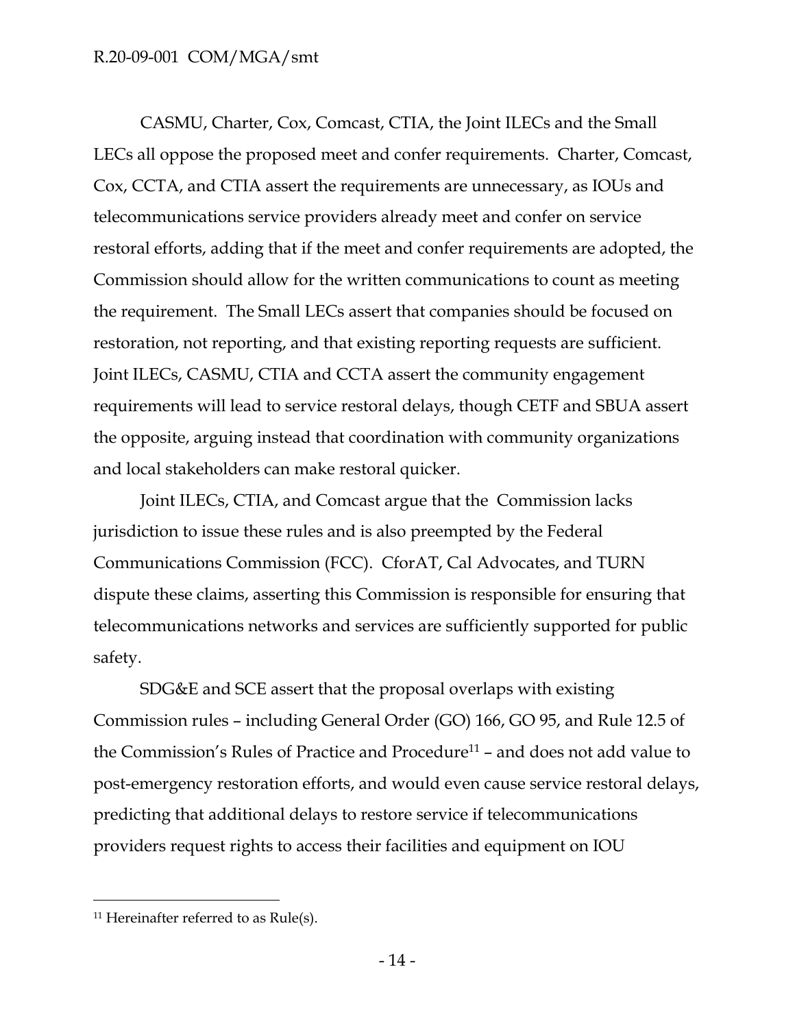CASMU, Charter, Cox, Comcast, CTIA, the Joint ILECs and the Small LECs all oppose the proposed meet and confer requirements. Charter, Comcast, Cox, CCTA, and CTIA assert the requirements are unnecessary, as IOUs and telecommunications service providers already meet and confer on service restoral efforts, adding that if the meet and confer requirements are adopted, the Commission should allow for the written communications to count as meeting the requirement. The Small LECs assert that companies should be focused on restoration, not reporting, and that existing reporting requests are sufficient. Joint ILECs, CASMU, CTIA and CCTA assert the community engagement requirements will lead to service restoral delays, though CETF and SBUA assert the opposite, arguing instead that coordination with community organizations and local stakeholders can make restoral quicker.

Joint ILECs, CTIA, and Comcast argue that the Commission lacks jurisdiction to issue these rules and is also preempted by the Federal Communications Commission (FCC). CforAT, Cal Advocates, and TURN dispute these claims, asserting this Commission is responsible for ensuring that telecommunications networks and services are sufficiently supported for public safety.

SDG&E and SCE assert that the proposal overlaps with existing Commission rules – including General Order (GO) 166, GO 95, and Rule 12.5 of the Commission's Rules of Practice and Procedure[11] – and does not add value to post-emergency restoration efforts, and would even cause service restoral delays, predicting that additional delays to restore service if telecommunications providers request rights to access their facilities and equipment on IOU

[11] Hereinafter referred to as Rule(s).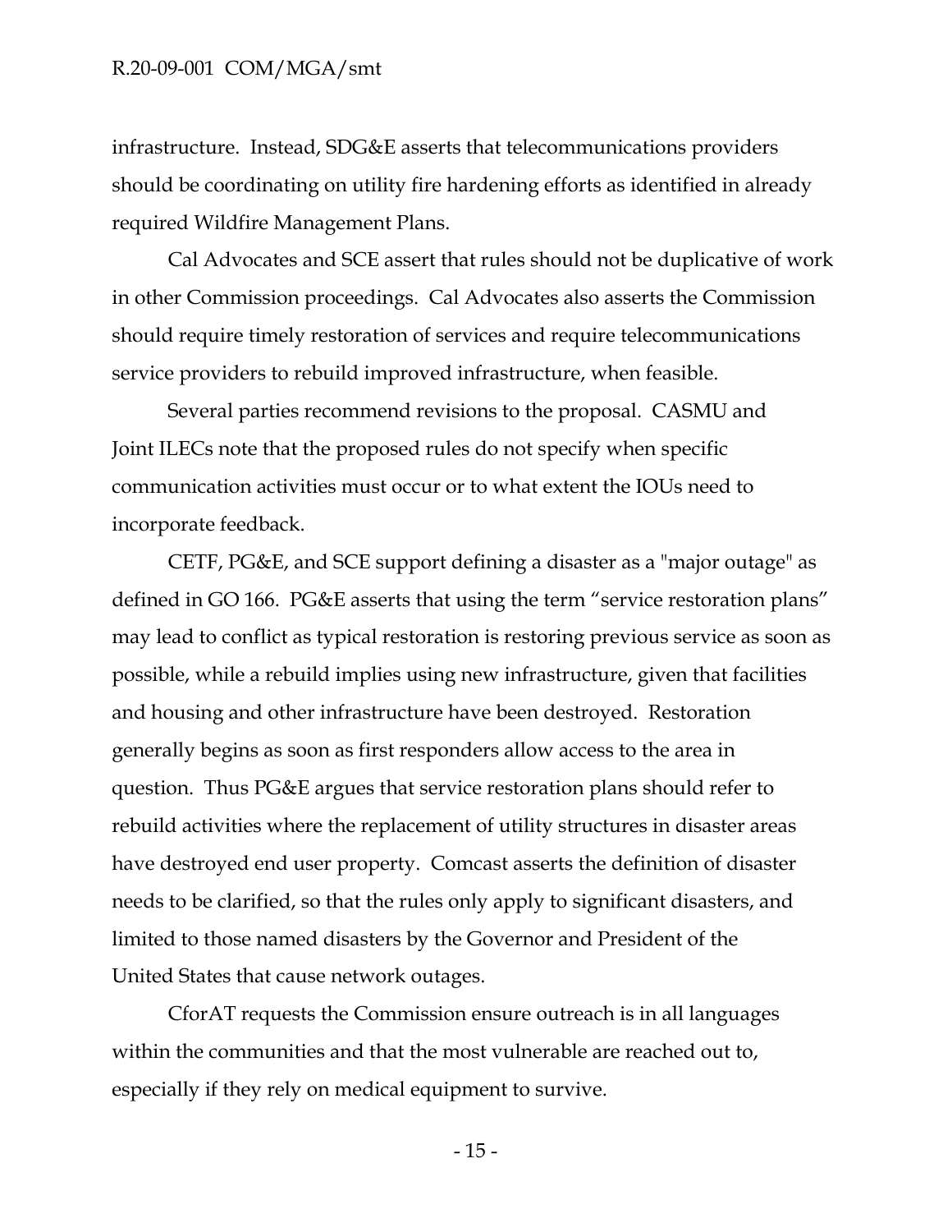infrastructure. Instead, SDG&E asserts that telecommunications providers should be coordinating on utility fire hardening efforts as identified in already required Wildfire Management Plans.

Cal Advocates and SCE assert that rules should not be duplicative of work in other Commission proceedings. Cal Advocates also asserts the Commission should require timely restoration of services and require telecommunications service providers to rebuild improved infrastructure, when feasible.

Several parties recommend revisions to the proposal. CASMU and Joint ILECs note that the proposed rules do not specify when specific communication activities must occur or to what extent the IOUs need to incorporate feedback.

CETF, PG&E, and SCE support defining a disaster as a "major outage" as defined in GO 166. PG&E asserts that using the term "service restoration plans" may lead to conflict as typical restoration is restoring previous service as soon as possible, while a rebuild implies using new infrastructure, given that facilities and housing and other infrastructure have been destroyed. Restoration generally begins as soon as first responders allow access to the area in question. Thus PG&E argues that service restoration plans should refer to rebuild activities where the replacement of utility structures in disaster areas have destroyed end user property. Comcast asserts the definition of disaster needs to be clarified, so that the rules only apply to significant disasters, and limited to those named disasters by the Governor and President of the United States that cause network outages.

CforAT requests the Commission ensure outreach is in all languages within the communities and that the most vulnerable are reached out to, especially if they rely on medical equipment to survive.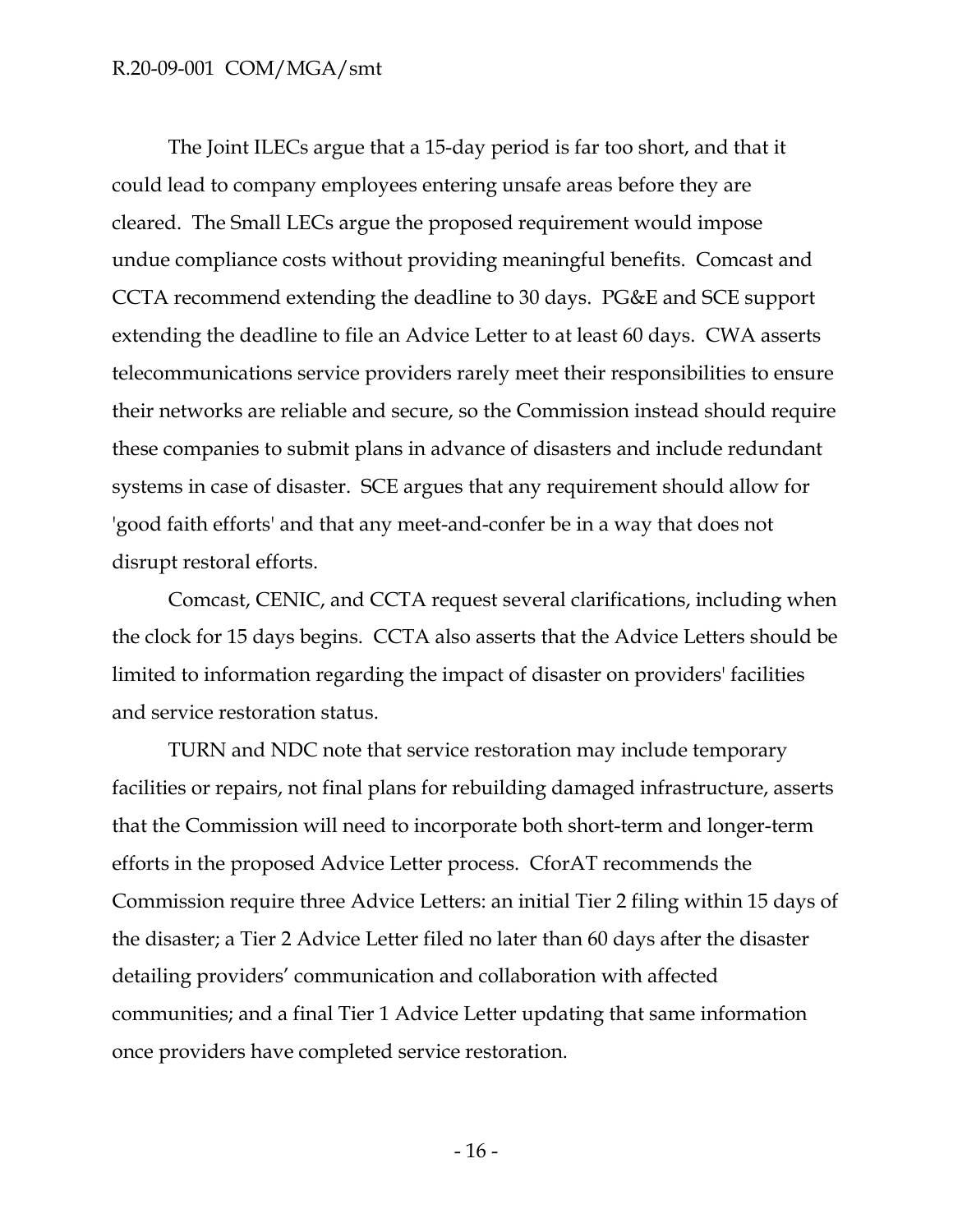The Joint ILECs argue that a 15-day period is far too short, and that it could lead to company employees entering unsafe areas before they are cleared. The Small LECs argue the proposed requirement would impose undue compliance costs without providing meaningful benefits. Comcast and CCTA recommend extending the deadline to 30 days. PG&E and SCE support extending the deadline to file an Advice Letter to at least 60 days. CWA asserts telecommunications service providers rarely meet their responsibilities to ensure their networks are reliable and secure, so the Commission instead should require these companies to submit plans in advance of disasters and include redundant systems in case of disaster. SCE argues that any requirement should allow for 'good faith efforts' and that any meet-and-confer be in a way that does not disrupt restoral efforts.

Comcast, CENIC, and CCTA request several clarifications, including when the clock for 15 days begins. CCTA also asserts that the Advice Letters should be limited to information regarding the impact of disaster on providers' facilities and service restoration status.

TURN and NDC note that service restoration may include temporary facilities or repairs, not final plans for rebuilding damaged infrastructure, asserts that the Commission will need to incorporate both short-term and longer-term efforts in the proposed Advice Letter process. CforAT recommends the Commission require three Advice Letters: an initial Tier 2 filing within 15 days of the disaster; a Tier 2 Advice Letter filed no later than 60 days after the disaster detailing providers' communication and collaboration with affected communities; and a final Tier 1 Advice Letter updating that same information once providers have completed service restoration.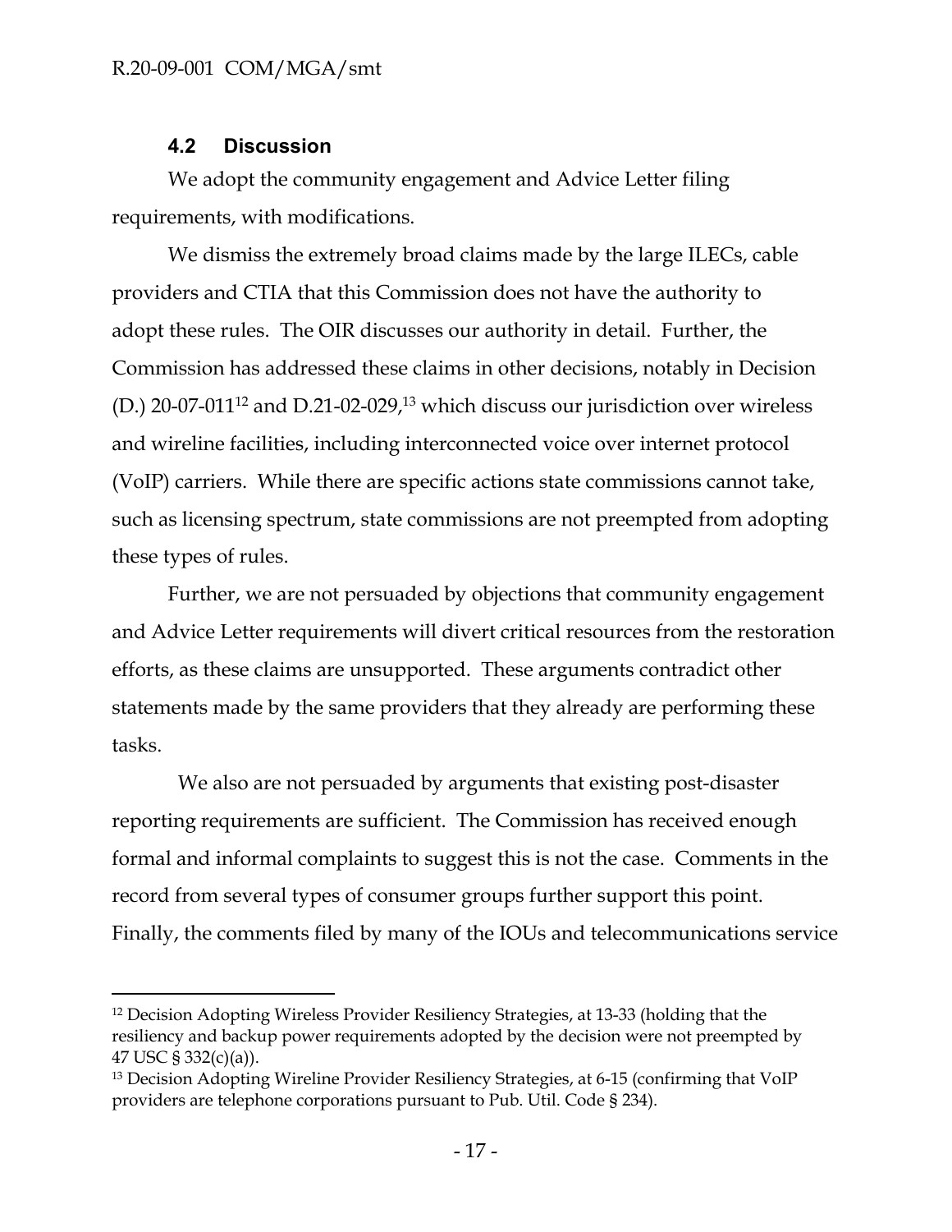### 4.2 Discussion

We adopt the community engagement and Advice Letter filing requirements, with modifications.

We dismiss the extremely broad claims made by the large ILECs, cable providers and CTIA that this Commission does not have the authority to adopt these rules. The OIR discusses our authority in detail. Further, the Commission has addressed these claims in other decisions, notably in Decision (D.) 20-07-011[12] and D.21-02-029,[13] which discuss our jurisdiction over wireless and wireline facilities, including interconnected voice over internet protocol (VoIP) carriers. While there are specific actions state commissions cannot take, such as licensing spectrum, state commissions are not preempted from adopting these types of rules.

Further, we are not persuaded by objections that community engagement and Advice Letter requirements will divert critical resources from the restoration efforts, as these claims are unsupported. These arguments contradict other statements made by the same providers that they already are performing these tasks.

We also are not persuaded by arguments that existing post-disaster reporting requirements are sufficient. The Commission has received enough formal and informal complaints to suggest this is not the case. Comments in the record from several types of consumer groups further support this point. Finally, the comments filed by many of the IOUs and telecommunications service

---

[12] Decision Adopting Wireless Provider Resiliency Strategies, at 13-33 (holding that the resiliency and backup power requirements adopted by the decision were not preempted by 47 USC § 332(c)(a)).

[13] Decision Adopting Wireline Provider Resiliency Strategies, at 6-15 (confirming that VoIP providers are telephone corporations pursuant to Pub. Util. Code § 234).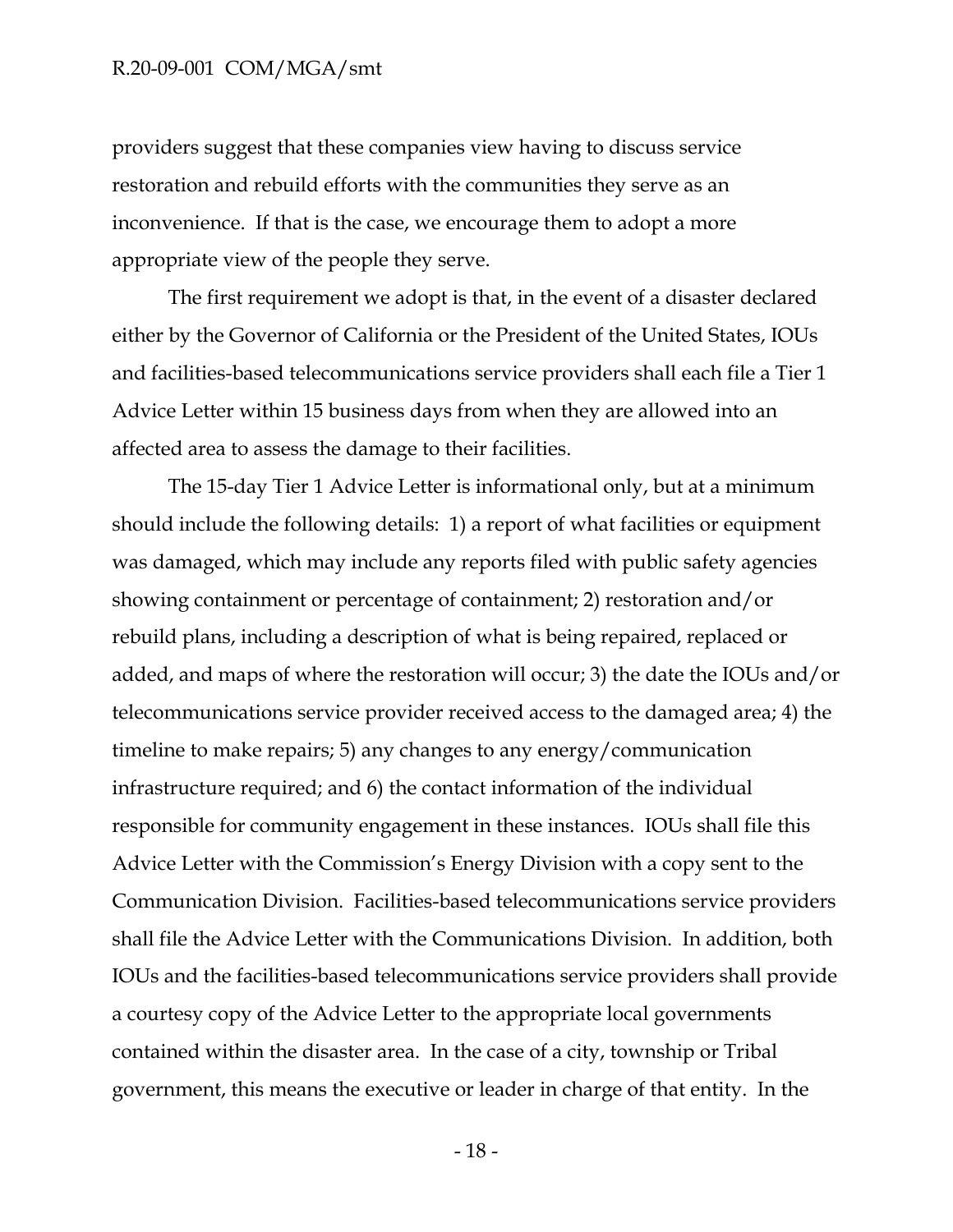providers suggest that these companies view having to discuss service restoration and rebuild efforts with the communities they serve as an inconvenience. If that is the case, we encourage them to adopt a more appropriate view of the people they serve.

The first requirement we adopt is that, in the event of a disaster declared either by the Governor of California or the President of the United States, IOUs and facilities-based telecommunications service providers shall each file a Tier 1 Advice Letter within 15 business days from when they are allowed into an affected area to assess the damage to their facilities.

The 15-day Tier 1 Advice Letter is informational only, but at a minimum should include the following details: 1) a report of what facilities or equipment was damaged, which may include any reports filed with public safety agencies showing containment or percentage of containment; 2) restoration and/or rebuild plans, including a description of what is being repaired, replaced or added, and maps of where the restoration will occur; 3) the date the IOUs and/or telecommunications service provider received access to the damaged area; 4) the timeline to make repairs; 5) any changes to any energy/communication infrastructure required; and 6) the contact information of the individual responsible for community engagement in these instances. IOUs shall file this Advice Letter with the Commission's Energy Division with a copy sent to the Communication Division. Facilities-based telecommunications service providers shall file the Advice Letter with the Communications Division. In addition, both IOUs and the facilities-based telecommunications service providers shall provide a courtesy copy of the Advice Letter to the appropriate local governments contained within the disaster area. In the case of a city, township or Tribal government, this means the executive or leader in charge of that entity. In the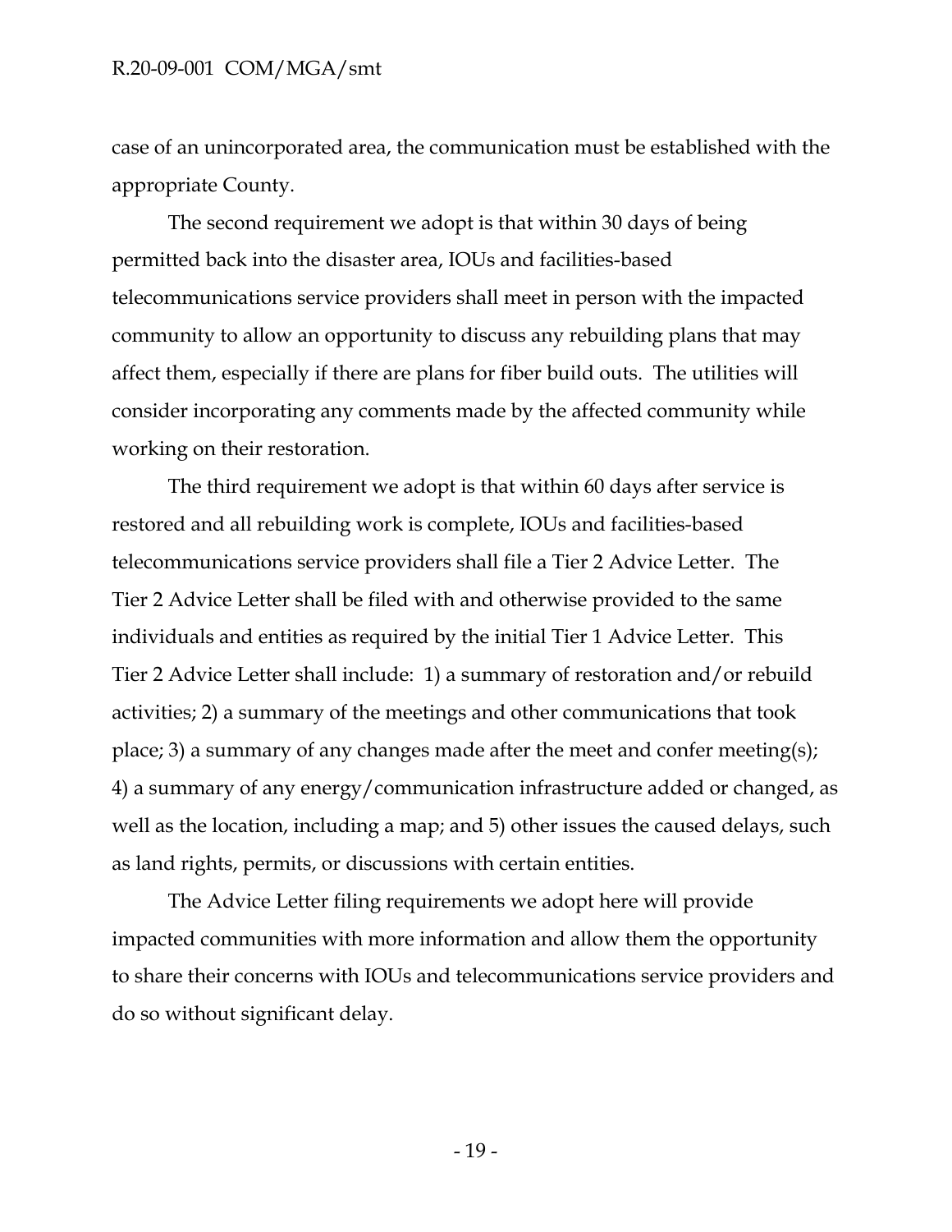case of an unincorporated area, the communication must be established with the appropriate County.

The second requirement we adopt is that within 30 days of being permitted back into the disaster area, IOUs and facilities-based telecommunications service providers shall meet in person with the impacted community to allow an opportunity to discuss any rebuilding plans that may affect them, especially if there are plans for fiber build outs. The utilities will consider incorporating any comments made by the affected community while working on their restoration.

The third requirement we adopt is that within 60 days after service is restored and all rebuilding work is complete, IOUs and facilities-based telecommunications service providers shall file a Tier 2 Advice Letter. The Tier 2 Advice Letter shall be filed with and otherwise provided to the same individuals and entities as required by the initial Tier 1 Advice Letter. This Tier 2 Advice Letter shall include: 1) a summary of restoration and/or rebuild activities; 2) a summary of the meetings and other communications that took place; 3) a summary of any changes made after the meet and confer meeting(s); 4) a summary of any energy/communication infrastructure added or changed, as well as the location, including a map; and 5) other issues the caused delays, such as land rights, permits, or discussions with certain entities.

The Advice Letter filing requirements we adopt here will provide impacted communities with more information and allow them the opportunity to share their concerns with IOUs and telecommunications service providers and do so without significant delay.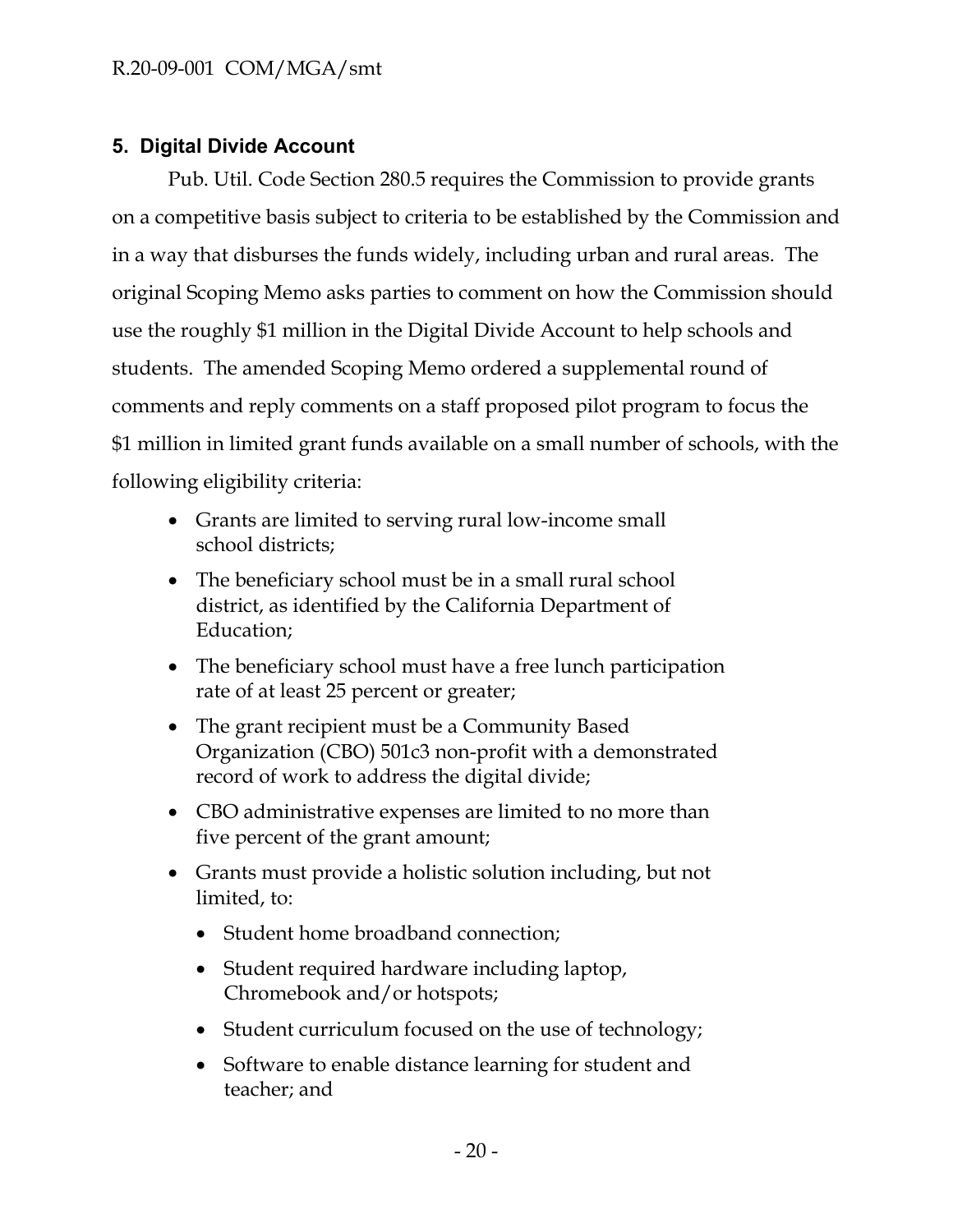## 5. Digital Divide Account

Pub. Util. Code Section 280.5 requires the Commission to provide grants on a competitive basis subject to criteria to be established by the Commission and in a way that disburses the funds widely, including urban and rural areas. The original Scoping Memo asks parties to comment on how the Commission should use the roughly $1 million in the Digital Divide Account to help schools and students. The amended Scoping Memo ordered a supplemental round of comments and reply comments on a staff proposed pilot program to focus the $1 million in limited grant funds available on a small number of schools, with the following eligibility criteria:

- Grants are limited to serving rural low-income small school districts;
- The beneficiary school must be in a small rural school district, as identified by the California Department of Education;
- The beneficiary school must have a free lunch participation rate of at least 25 percent or greater;
- The grant recipient must be a Community Based Organization (CBO) 501c3 non-profit with a demonstrated record of work to address the digital divide;
- CBO administrative expenses are limited to no more than five percent of the grant amount;
- Grants must provide a holistic solution including, but not limited, to:
  - Student home broadband connection;
  - Student required hardware including laptop, Chromebook and/or hotspots;
  - Student curriculum focused on the use of technology;
  - Software to enable distance learning for student and teacher; and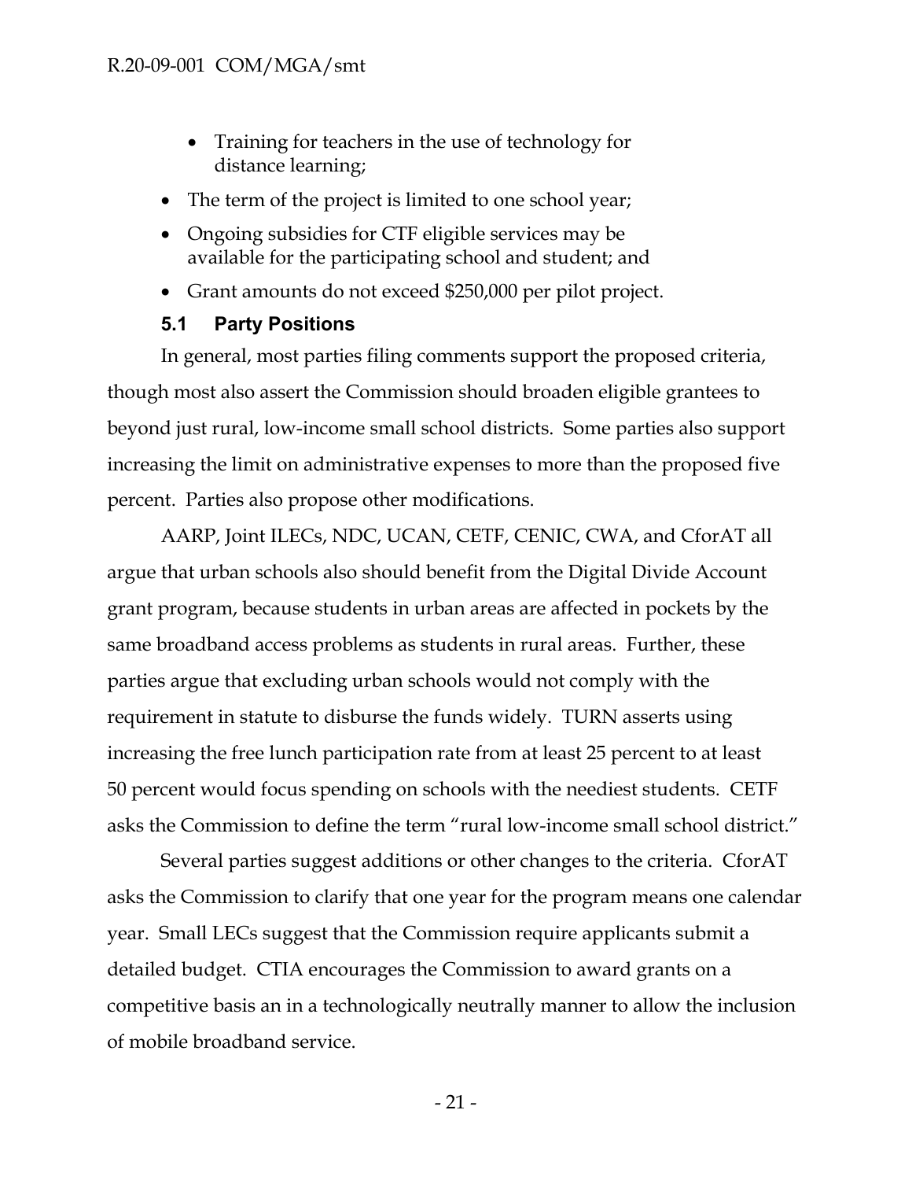- Training for teachers in the use of technology for distance learning;
- The term of the project is limited to one school year;
- Ongoing subsidies for CTF eligible services may be available for the participating school and student; and
- Grant amounts do not exceed $250,000 per pilot project.

### 5.1 Party Positions

In general, most parties filing comments support the proposed criteria, though most also assert the Commission should broaden eligible grantees to beyond just rural, low-income small school districts. Some parties also support increasing the limit on administrative expenses to more than the proposed five percent. Parties also propose other modifications.

AARP, Joint ILECs, NDC, UCAN, CETF, CENIC, CWA, and CforAT all argue that urban schools also should benefit from the Digital Divide Account grant program, because students in urban areas are affected in pockets by the same broadband access problems as students in rural areas. Further, these parties argue that excluding urban schools would not comply with the requirement in statute to disburse the funds widely. TURN asserts using increasing the free lunch participation rate from at least 25 percent to at least 50 percent would focus spending on schools with the neediest students. CETF asks the Commission to define the term "rural low-income small school district."

Several parties suggest additions or other changes to the criteria. CforAT asks the Commission to clarify that one year for the program means one calendar year. Small LECs suggest that the Commission require applicants submit a detailed budget. CTIA encourages the Commission to award grants on a competitive basis an in a technologically neutrally manner to allow the inclusion of mobile broadband service.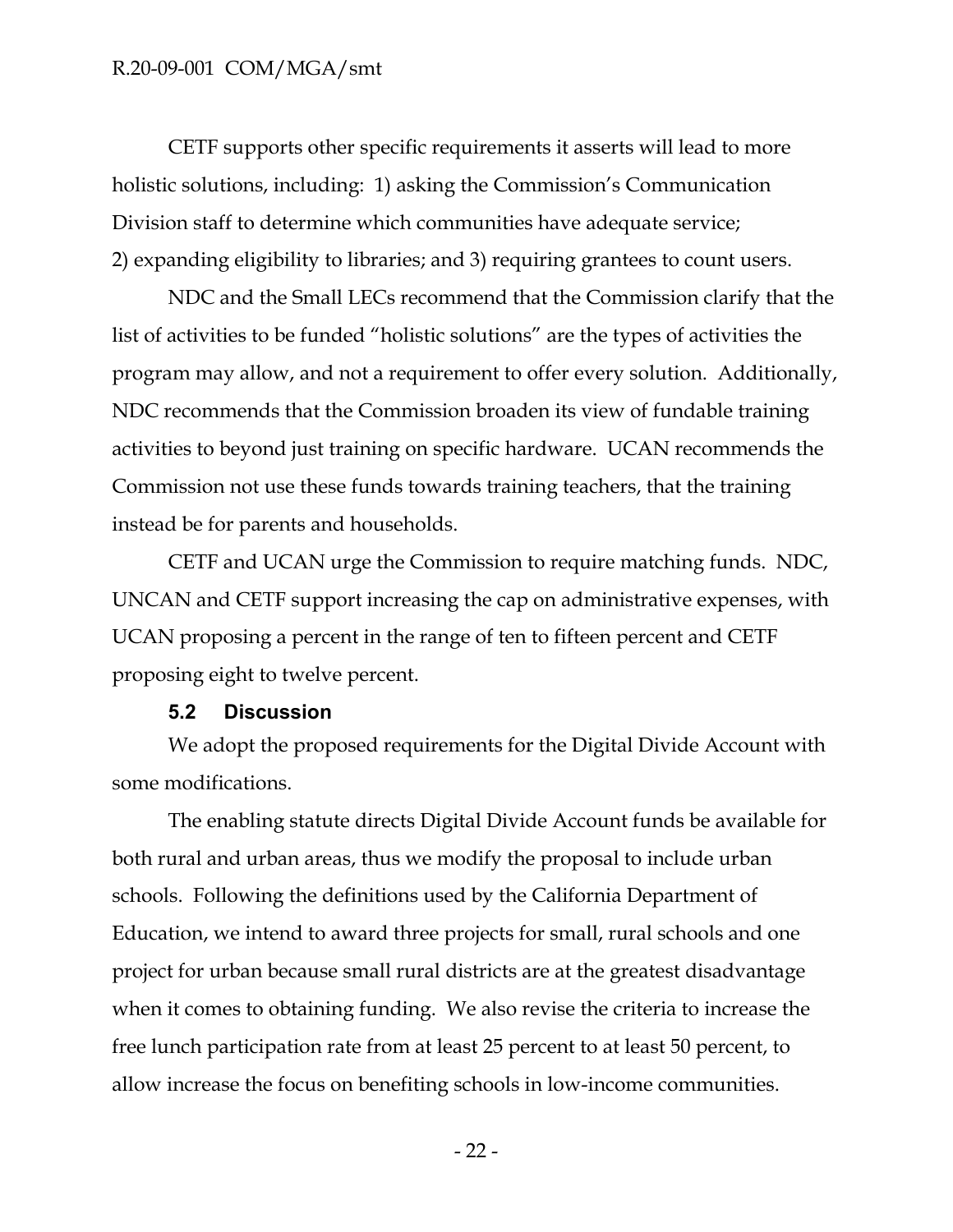CETF supports other specific requirements it asserts will lead to more holistic solutions, including: 1) asking the Commission's Communication Division staff to determine which communities have adequate service; 2) expanding eligibility to libraries; and 3) requiring grantees to count users.

NDC and the Small LECs recommend that the Commission clarify that the list of activities to be funded "holistic solutions" are the types of activities the program may allow, and not a requirement to offer every solution. Additionally, NDC recommends that the Commission broaden its view of fundable training activities to beyond just training on specific hardware. UCAN recommends the Commission not use these funds towards training teachers, that the training instead be for parents and households.

CETF and UCAN urge the Commission to require matching funds. NDC, UNCAN and CETF support increasing the cap on administrative expenses, with UCAN proposing a percent in the range of ten to fifteen percent and CETF proposing eight to twelve percent.

### 5.2 Discussion

We adopt the proposed requirements for the Digital Divide Account with some modifications.

The enabling statute directs Digital Divide Account funds be available for both rural and urban areas, thus we modify the proposal to include urban schools. Following the definitions used by the California Department of Education, we intend to award three projects for small, rural schools and one project for urban because small rural districts are at the greatest disadvantage when it comes to obtaining funding. We also revise the criteria to increase the free lunch participation rate from at least 25 percent to at least 50 percent, to allow increase the focus on benefiting schools in low-income communities.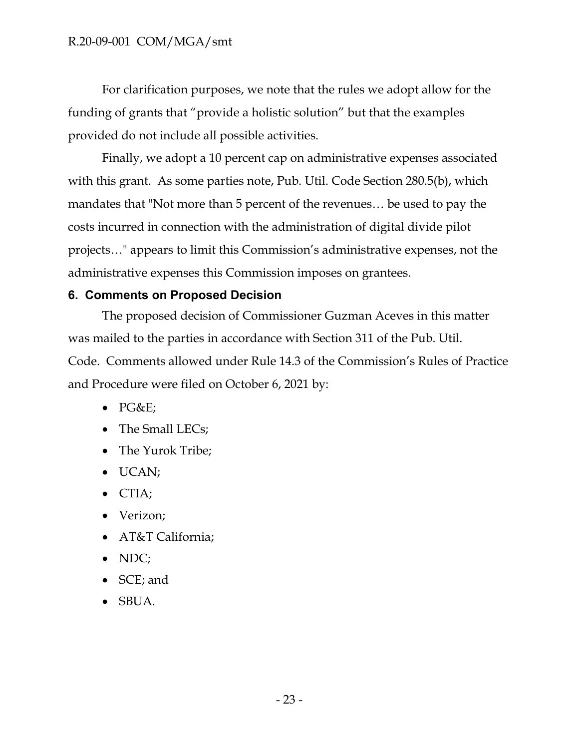For clarification purposes, we note that the rules we adopt allow for the funding of grants that "provide a holistic solution" but that the examples provided do not include all possible activities.

Finally, we adopt a 10 percent cap on administrative expenses associated with this grant. As some parties note, Pub. Util. Code Section 280.5(b), which mandates that "Not more than 5 percent of the revenues… be used to pay the costs incurred in connection with the administration of digital divide pilot projects…" appears to limit this Commission's administrative expenses, not the administrative expenses this Commission imposes on grantees.

## 6. Comments on Proposed Decision

The proposed decision of Commissioner Guzman Aceves in this matter was mailed to the parties in accordance with Section 311 of the Pub. Util. Code. Comments allowed under Rule 14.3 of the Commission's Rules of Practice and Procedure were filed on October 6, 2021 by:

- PG&E;
- The Small LECs;
- The Yurok Tribe;
- UCAN;
- CTIA;
- Verizon;
- AT&T California;
- NDC;
- SCE; and
- SBUA.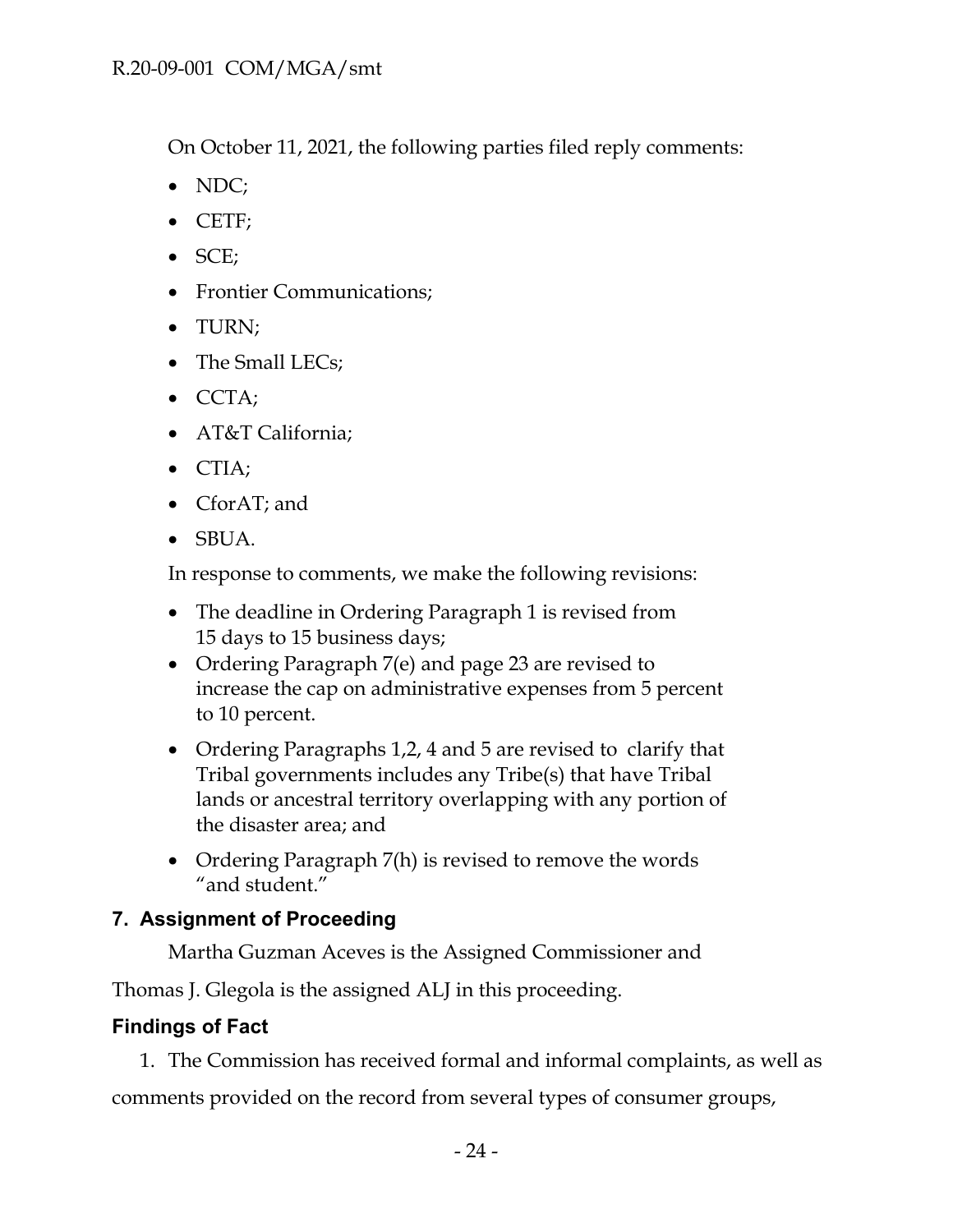On October 11, 2021, the following parties filed reply comments:

- NDC;
- CETF;
- SCE;
- Frontier Communications;
- TURN;
- The Small LECs;
- CCTA;
- AT&T California;
- CTIA;
- CforAT; and
- SBUA.

In response to comments, we make the following revisions:

- The deadline in Ordering Paragraph 1 is revised from 15 days to 15 business days;
- Ordering Paragraph 7(e) and page 23 are revised to increase the cap on administrative expenses from 5 percent to 10 percent.
- Ordering Paragraphs 1,2, 4 and 5 are revised to clarify that Tribal governments includes any Tribe(s) that have Tribal lands or ancestral territory overlapping with any portion of the disaster area; and
- Ordering Paragraph 7(h) is revised to remove the words "and student."

## 7. Assignment of Proceeding

Martha Guzman Aceves is the Assigned Commissioner and Thomas J. Glegola is the assigned ALJ in this proceeding.

## Findings of Fact

1. The Commission has received formal and informal complaints, as well as comments provided on the record from several types of consumer groups,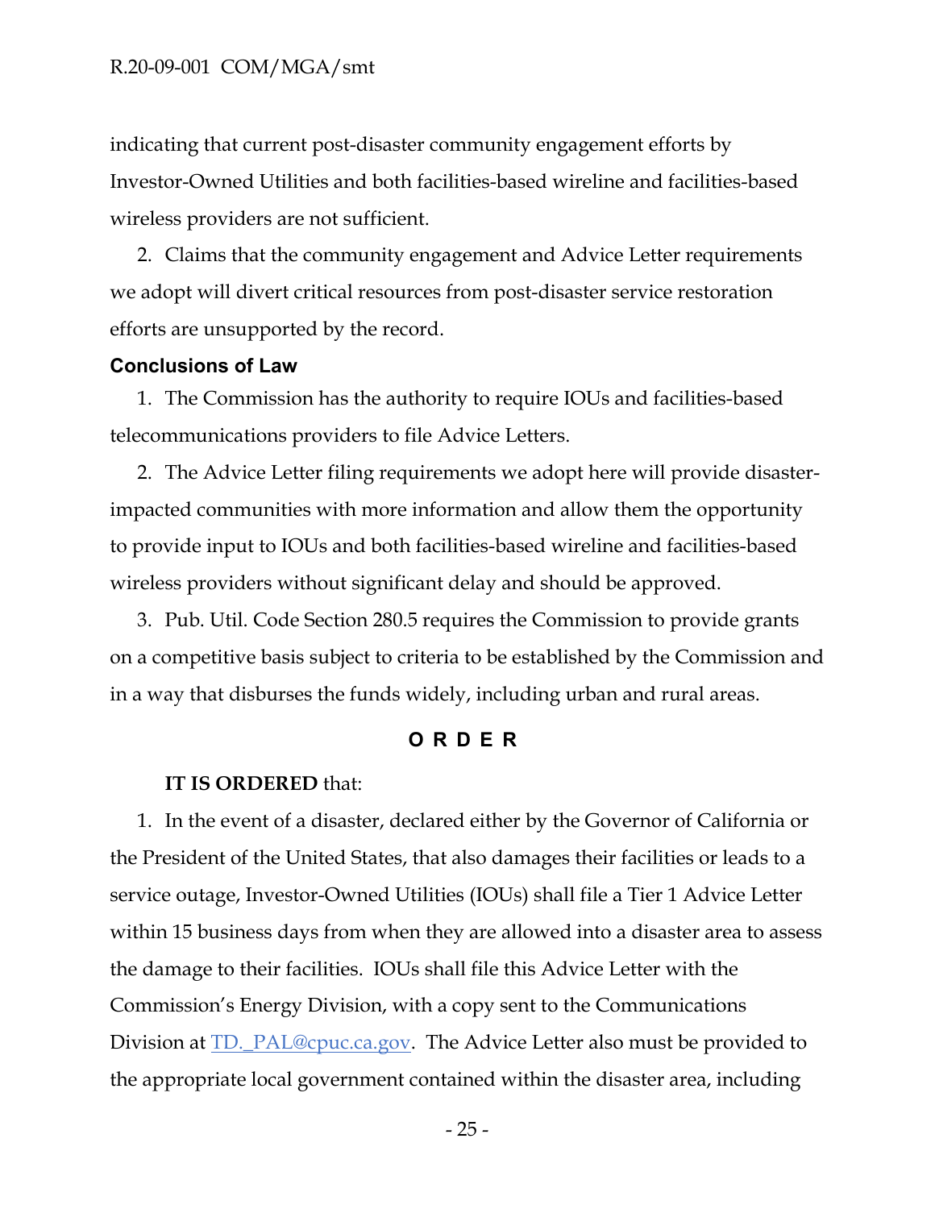indicating that current post-disaster community engagement efforts by Investor-Owned Utilities and both facilities-based wireline and facilities-based wireless providers are not sufficient.

2. Claims that the community engagement and Advice Letter requirements we adopt will divert critical resources from post-disaster service restoration efforts are unsupported by the record.

### Conclusions of Law

1. The Commission has the authority to require IOUs and facilities-based telecommunications providers to file Advice Letters.

2. The Advice Letter filing requirements we adopt here will provide disaster-impacted communities with more information and allow them the opportunity to provide input to IOUs and both facilities-based wireline and facilities-based wireless providers without significant delay and should be approved.

3. Pub. Util. Code Section 280.5 requires the Commission to provide grants on a competitive basis subject to criteria to be established by the Commission and in a way that disburses the funds widely, including urban and rural areas.

## ORDER

**IT IS ORDERED** that:

1. In the event of a disaster, declared either by the Governor of California or the President of the United States, that also damages their facilities or leads to a service outage, Investor-Owned Utilities (IOUs) shall file a Tier 1 Advice Letter within 15 business days from when they are allowed into a disaster area to assess the damage to their facilities. IOUs shall file this Advice Letter with the Commission's Energy Division, with a copy sent to the Communications Division at TD._PAL@cpuc.ca.gov. The Advice Letter also must be provided to the appropriate local government contained within the disaster area, including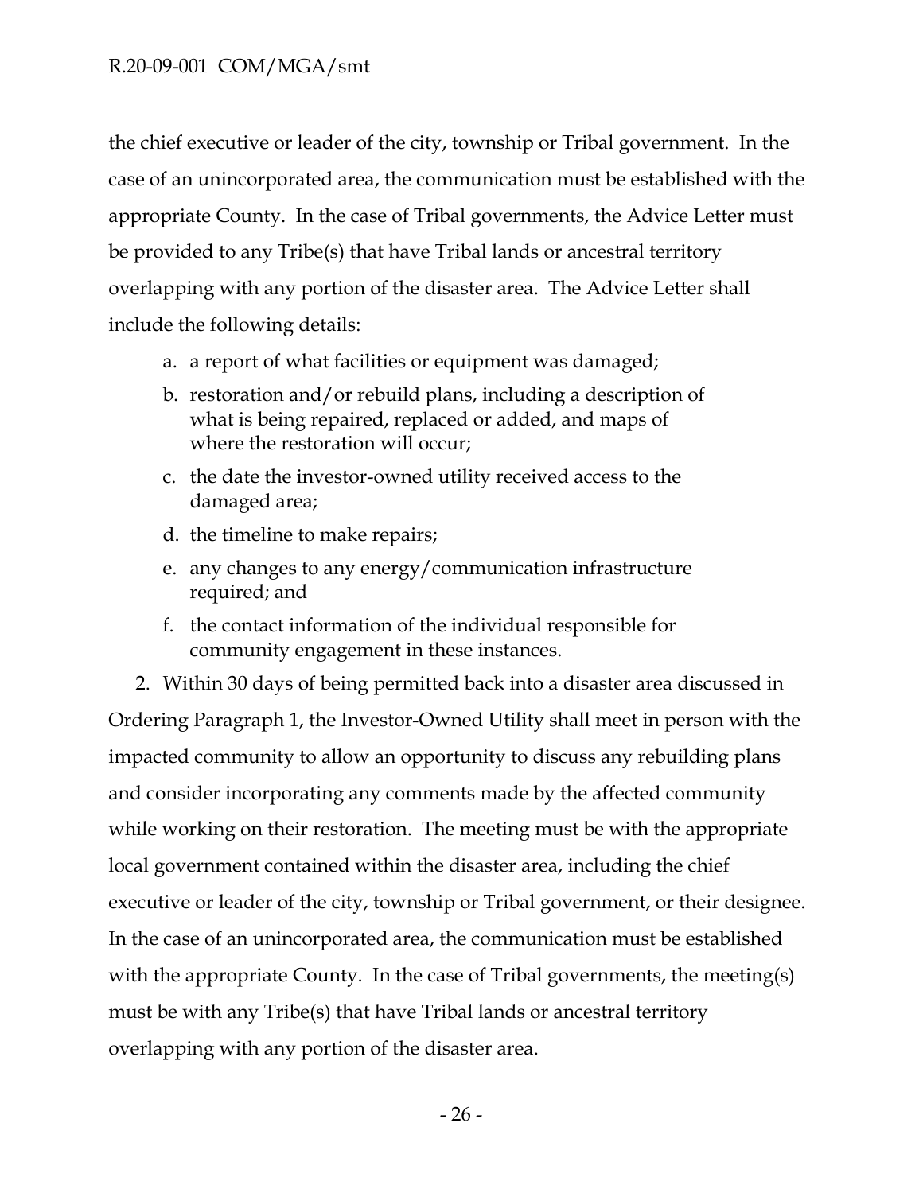the chief executive or leader of the city, township or Tribal government. In the case of an unincorporated area, the communication must be established with the appropriate County. In the case of Tribal governments, the Advice Letter must be provided to any Tribe(s) that have Tribal lands or ancestral territory overlapping with any portion of the disaster area. The Advice Letter shall include the following details:

a. a report of what facilities or equipment was damaged;
b. restoration and/or rebuild plans, including a description of what is being repaired, replaced or added, and maps of where the restoration will occur;
c. the date the investor-owned utility received access to the damaged area;
d. the timeline to make repairs;
e. any changes to any energy/communication infrastructure required; and
f. the contact information of the individual responsible for community engagement in these instances.

2. Within 30 days of being permitted back into a disaster area discussed in Ordering Paragraph 1, the Investor-Owned Utility shall meet in person with the impacted community to allow an opportunity to discuss any rebuilding plans and consider incorporating any comments made by the affected community while working on their restoration. The meeting must be with the appropriate local government contained within the disaster area, including the chief executive or leader of the city, township or Tribal government, or their designee. In the case of an unincorporated area, the communication must be established with the appropriate County. In the case of Tribal governments, the meeting(s) must be with any Tribe(s) that have Tribal lands or ancestral territory overlapping with any portion of the disaster area.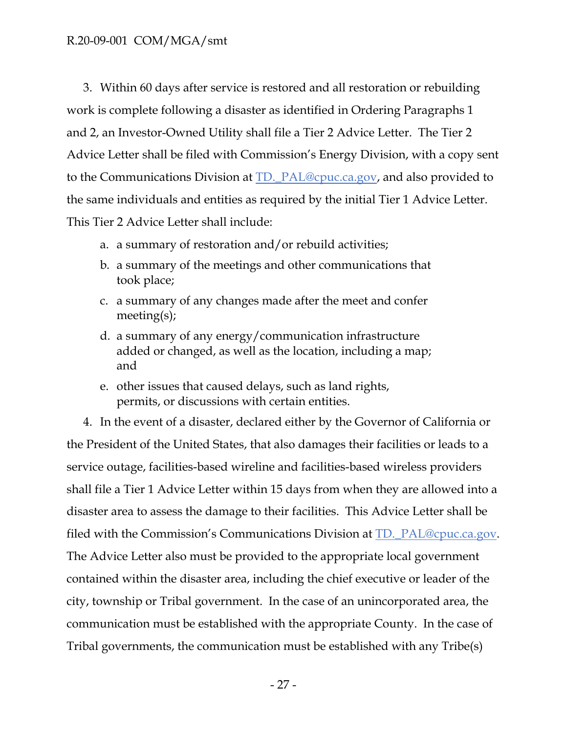3. Within 60 days after service is restored and all restoration or rebuilding work is complete following a disaster as identified in Ordering Paragraphs 1 and 2, an Investor-Owned Utility shall file a Tier 2 Advice Letter. The Tier 2 Advice Letter shall be filed with Commission's Energy Division, with a copy sent to the Communications Division at TD._PAL@cpuc.ca.gov, and also provided to the same individuals and entities as required by the initial Tier 1 Advice Letter. This Tier 2 Advice Letter shall include:

   a. a summary of restoration and/or rebuild activities;
   b. a summary of the meetings and other communications that took place;
   c. a summary of any changes made after the meet and confer meeting(s);
   d. a summary of any energy/communication infrastructure added or changed, as well as the location, including a map; and
   e. other issues that caused delays, such as land rights, permits, or discussions with certain entities.

4. In the event of a disaster, declared either by the Governor of California or the President of the United States, that also damages their facilities or leads to a service outage, facilities-based wireline and facilities-based wireless providers shall file a Tier 1 Advice Letter within 15 days from when they are allowed into a disaster area to assess the damage to their facilities. This Advice Letter shall be filed with the Commission's Communications Division at TD._PAL@cpuc.ca.gov. The Advice Letter also must be provided to the appropriate local government contained within the disaster area, including the chief executive or leader of the city, township or Tribal government. In the case of an unincorporated area, the communication must be established with the appropriate County. In the case of Tribal governments, the communication must be established with any Tribe(s)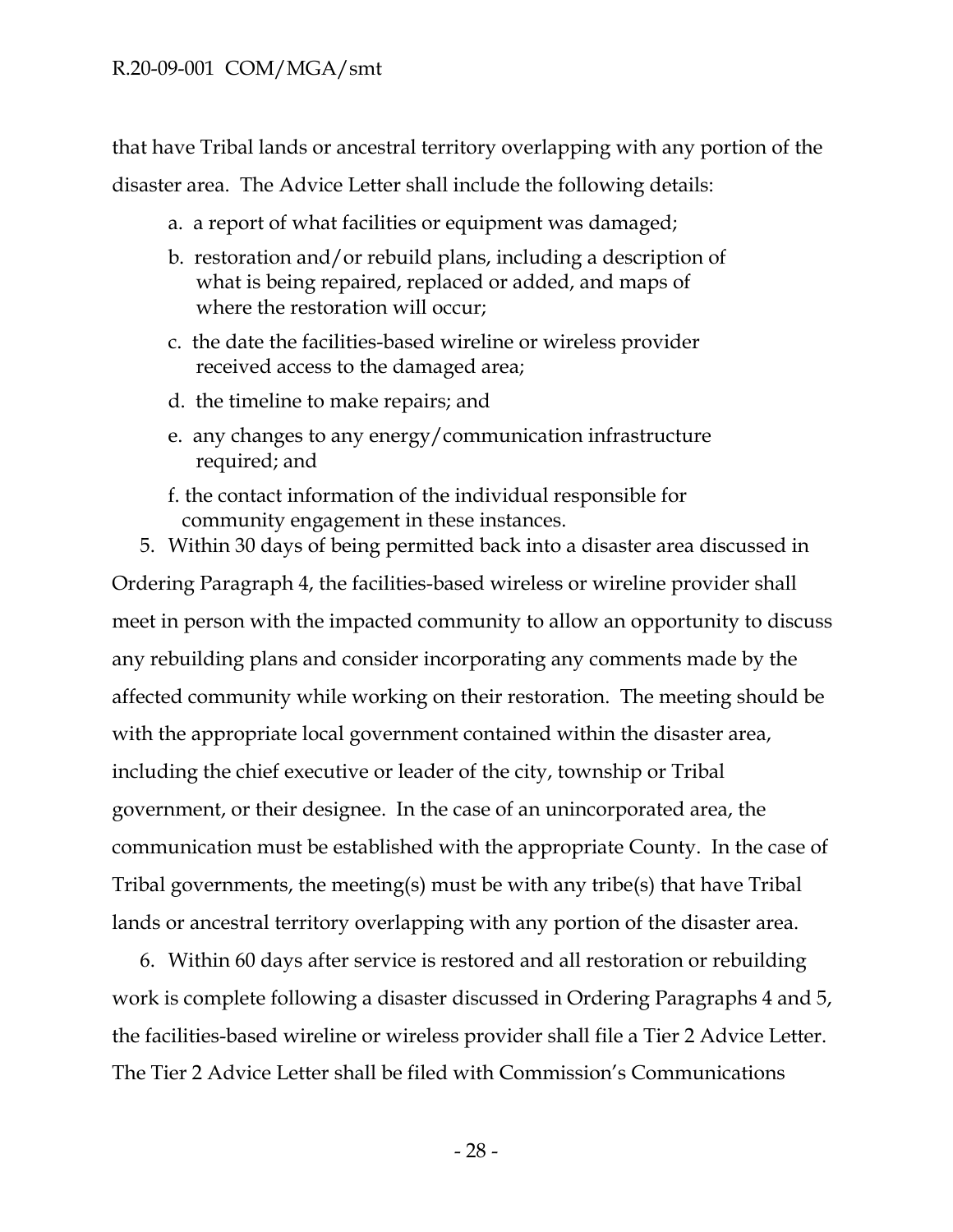that have Tribal lands or ancestral territory overlapping with any portion of the disaster area. The Advice Letter shall include the following details:

a. a report of what facilities or equipment was damaged;

b. restoration and/or rebuild plans, including a description of what is being repaired, replaced or added, and maps of where the restoration will occur;

c. the date the facilities-based wireline or wireless provider received access to the damaged area;

d. the timeline to make repairs; and

e. any changes to any energy/communication infrastructure required; and

f. the contact information of the individual responsible for community engagement in these instances.

5. Within 30 days of being permitted back into a disaster area discussed in Ordering Paragraph 4, the facilities-based wireless or wireline provider shall meet in person with the impacted community to allow an opportunity to discuss any rebuilding plans and consider incorporating any comments made by the affected community while working on their restoration. The meeting should be with the appropriate local government contained within the disaster area, including the chief executive or leader of the city, township or Tribal government, or their designee. In the case of an unincorporated area, the communication must be established with the appropriate County. In the case of Tribal governments, the meeting(s) must be with any tribe(s) that have Tribal lands or ancestral territory overlapping with any portion of the disaster area.

6. Within 60 days after service is restored and all restoration or rebuilding work is complete following a disaster discussed in Ordering Paragraphs 4 and 5, the facilities-based wireline or wireless provider shall file a Tier 2 Advice Letter. The Tier 2 Advice Letter shall be filed with Commission's Communications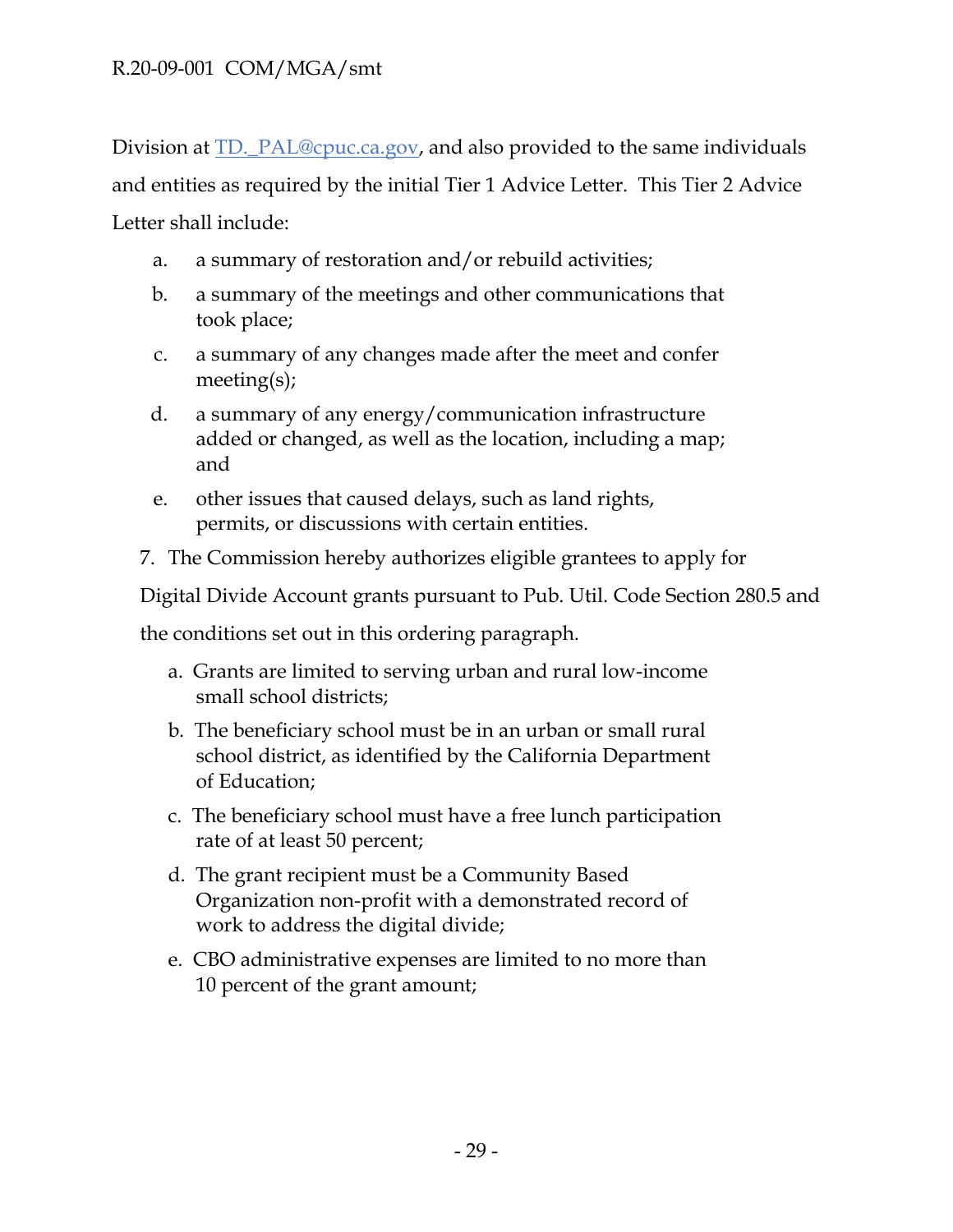Division at TD._PAL@cpuc.ca.gov, and also provided to the same individuals and entities as required by the initial Tier 1 Advice Letter. This Tier 2 Advice Letter shall include:

a. a summary of restoration and/or rebuild activities;

b. a summary of the meetings and other communications that took place;

c. a summary of any changes made after the meet and confer meeting(s);

d. a summary of any energy/communication infrastructure added or changed, as well as the location, including a map; and

e. other issues that caused delays, such as land rights, permits, or discussions with certain entities.

7. The Commission hereby authorizes eligible grantees to apply for Digital Divide Account grants pursuant to Pub. Util. Code Section 280.5 and the conditions set out in this ordering paragraph.

   a. Grants are limited to serving urban and rural low-income small school districts;

   b. The beneficiary school must be in an urban or small rural school district, as identified by the California Department of Education;

   c. The beneficiary school must have a free lunch participation rate of at least 50 percent;

   d. The grant recipient must be a Community Based Organization non-profit with a demonstrated record of work to address the digital divide;

   e. CBO administrative expenses are limited to no more than 10 percent of the grant amount;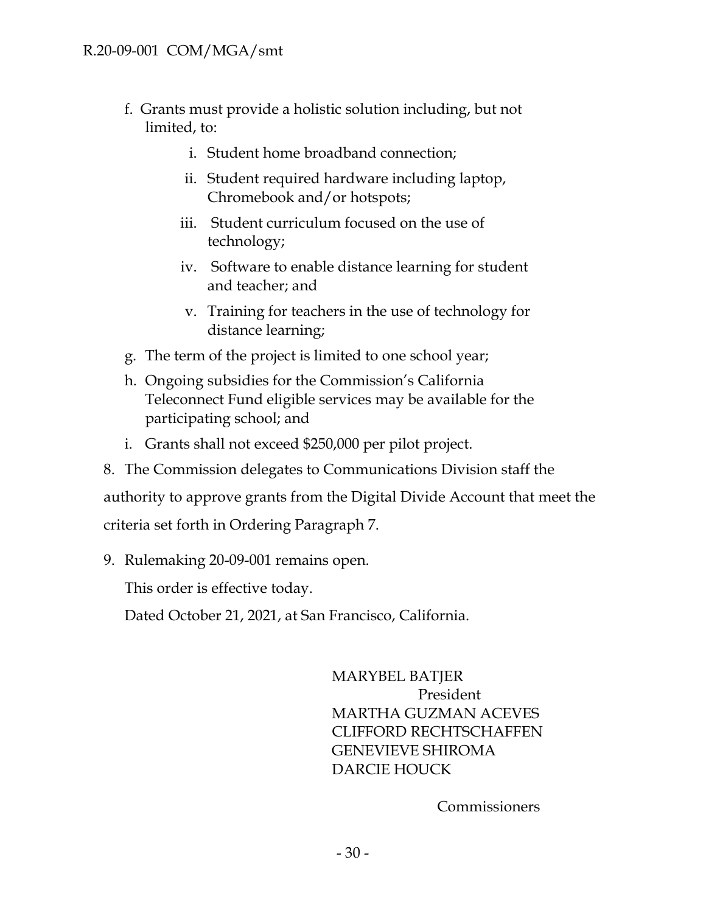f. Grants must provide a holistic solution including, but not limited, to:

   i. Student home broadband connection;

   ii. Student required hardware including laptop, Chromebook and/or hotspots;

   iii. Student curriculum focused on the use of technology;

   iv. Software to enable distance learning for student and teacher; and

   v. Training for teachers in the use of technology for distance learning;

g. The term of the project is limited to one school year;

h. Ongoing subsidies for the Commission's California Teleconnect Fund eligible services may be available for the participating school; and

i. Grants shall not exceed $250,000 per pilot project.

8. The Commission delegates to Communications Division staff the authority to approve grants from the Digital Divide Account that meet the criteria set forth in Ordering Paragraph 7.

9. Rulemaking 20-09-001 remains open.

This order is effective today.

Dated October 21, 2021, at San Francisco, California.

MARYBEL BATJER
President
MARTHA GUZMAN ACEVES
CLIFFORD RECHTSCHAFFEN
GENEVIEVE SHIROMA
DARCIE HOUCK

Commissioners